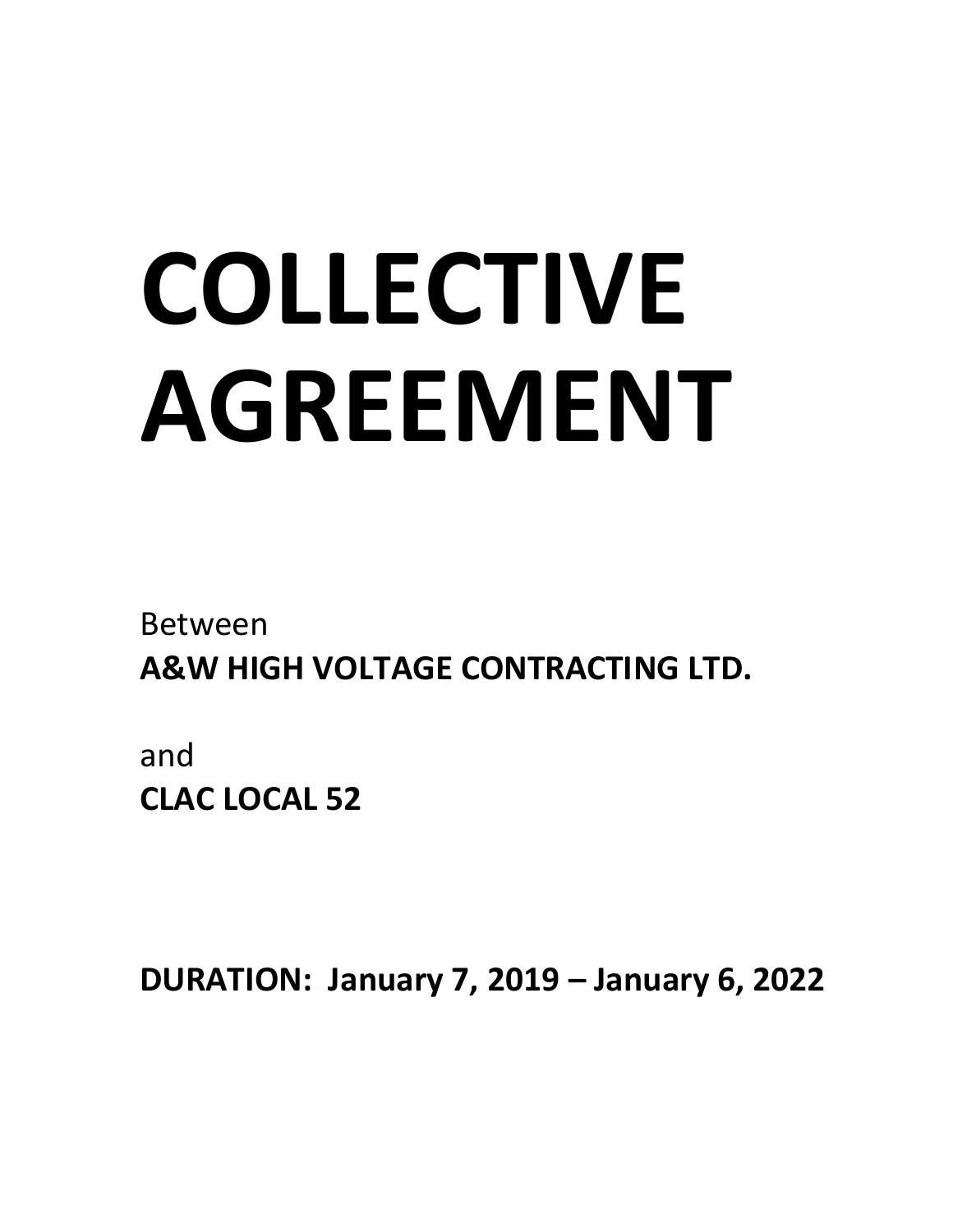# COLLECTIVE AGREEMENT

Between

**A&W HIGH VOLTAGE CONTRACTING LTD.**

and

**CLAC LOCAL 52**

**DURATION: January 7, 2019 – January 6, 2022**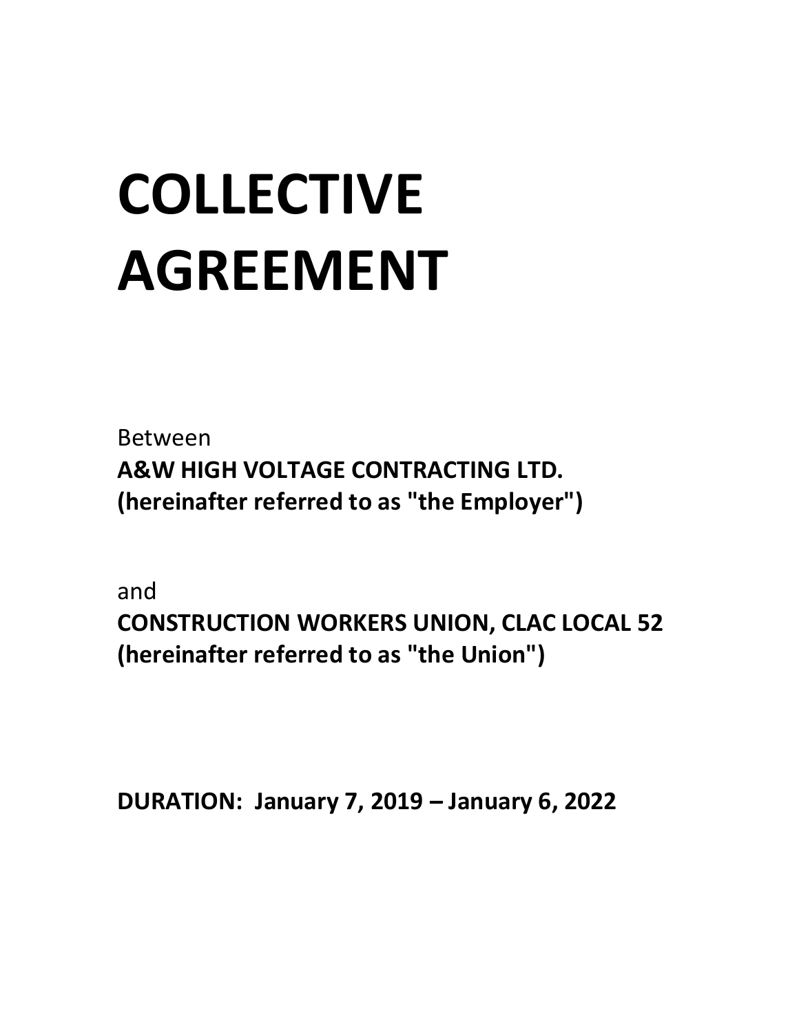# COLLECTIVE AGREEMENT

Between

**A&W HIGH VOLTAGE CONTRACTING LTD.**
**(hereinafter referred to as "the Employer")**

and

**CONSTRUCTION WORKERS UNION, CLAC LOCAL 52**
**(hereinafter referred to as "the Union")**

**DURATION: January 7, 2019 – January 6, 2022**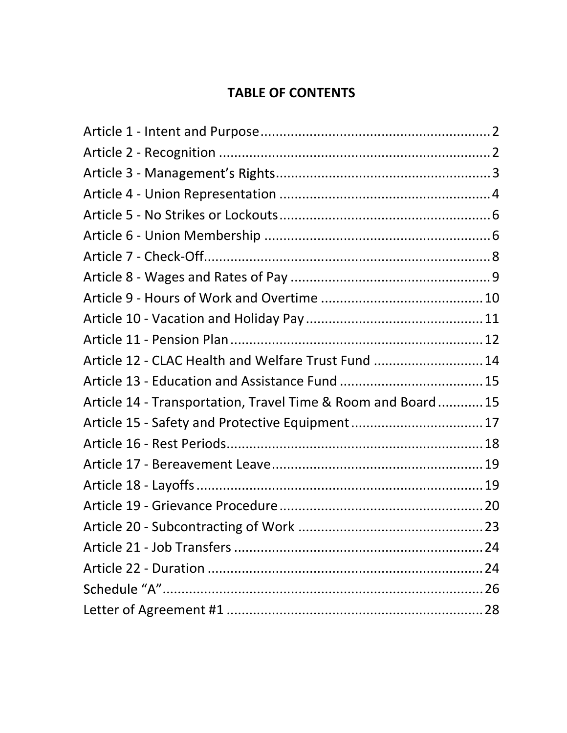# TABLE OF CONTENTS

Article 1 - Intent and Purpose ........................................................ 2
Article 2 - Recognition ........................................................ 2
Article 3 - Management's Rights ........................................................ 3
Article 4 - Union Representation ........................................................ 4
Article 5 - No Strikes or Lockouts ........................................................ 6
Article 6 - Union Membership ........................................................ 6
Article 7 - Check-Off ........................................................ 8
Article 8 - Wages and Rates of Pay ........................................................ 9
Article 9 - Hours of Work and Overtime ........................................................ 10
Article 10 - Vacation and Holiday Pay ........................................................ 11
Article 11 - Pension Plan ........................................................ 12
Article 12 - CLAC Health and Welfare Trust Fund ........................................................ 14
Article 13 - Education and Assistance Fund ........................................................ 15
Article 14 - Transportation, Travel Time & Room and Board ........................................................ 15
Article 15 - Safety and Protective Equipment ........................................................ 17
Article 16 - Rest Periods ........................................................ 18
Article 17 - Bereavement Leave ........................................................ 19
Article 18 - Layoffs ........................................................ 19
Article 19 - Grievance Procedure ........................................................ 20
Article 20 - Subcontracting of Work ........................................................ 23
Article 21 - Job Transfers ........................................................ 24
Article 22 - Duration ........................................................ 24
Schedule "A" ........................................................ 26
Letter of Agreement #1 ........................................................ 28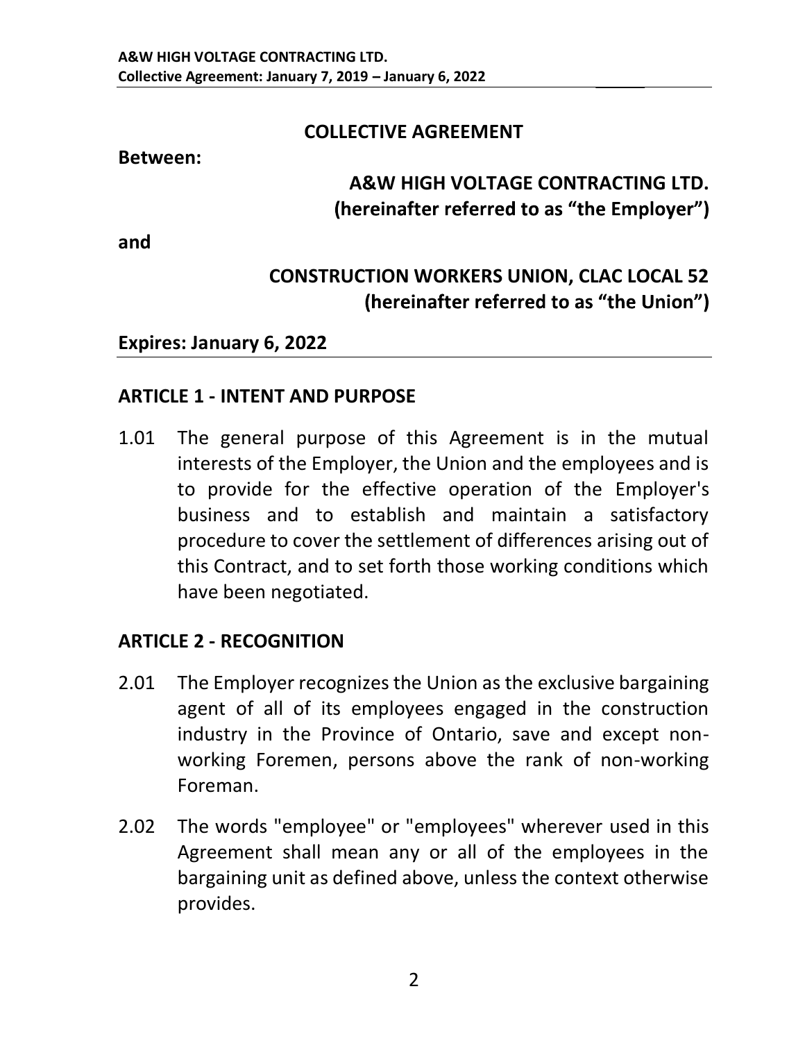# COLLECTIVE AGREEMENT

**Between:**

**A&W HIGH VOLTAGE CONTRACTING LTD.**
**(hereinafter referred to as "the Employer")**

**and**

**CONSTRUCTION WORKERS UNION, CLAC LOCAL 52**
**(hereinafter referred to as "the Union")**

**Expires: January 6, 2022**

## ARTICLE 1 - INTENT AND PURPOSE

1.01 The general purpose of this Agreement is in the mutual interests of the Employer, the Union and the employees and is to provide for the effective operation of the Employer's business and to establish and maintain a satisfactory procedure to cover the settlement of differences arising out of this Contract, and to set forth those working conditions which have been negotiated.

## ARTICLE 2 - RECOGNITION

2.01 The Employer recognizes the Union as the exclusive bargaining agent of all of its employees engaged in the construction industry in the Province of Ontario, save and except non-working Foremen, persons above the rank of non-working Foreman.

2.02 The words "employee" or "employees" wherever used in this Agreement shall mean any or all of the employees in the bargaining unit as defined above, unless the context otherwise provides.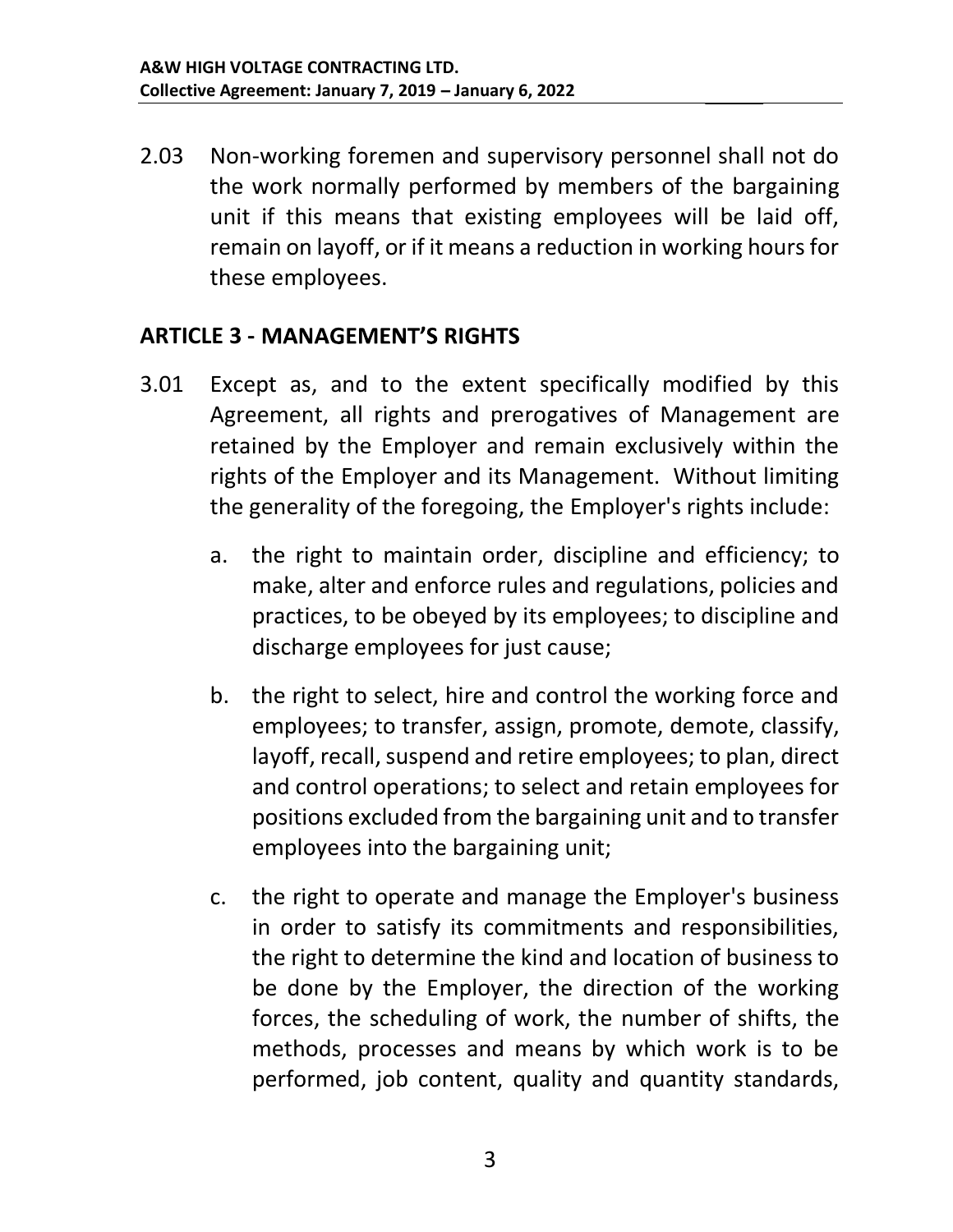2.03 Non-working foremen and supervisory personnel shall not do the work normally performed by members of the bargaining unit if this means that existing employees will be laid off, remain on layoff, or if it means a reduction in working hours for these employees.

## ARTICLE 3 - MANAGEMENT'S RIGHTS

3.01 Except as, and to the extent specifically modified by this Agreement, all rights and prerogatives of Management are retained by the Employer and remain exclusively within the rights of the Employer and its Management. Without limiting the generality of the foregoing, the Employer's rights include:

a. the right to maintain order, discipline and efficiency; to make, alter and enforce rules and regulations, policies and practices, to be obeyed by its employees; to discipline and discharge employees for just cause;

b. the right to select, hire and control the working force and employees; to transfer, assign, promote, demote, classify, layoff, recall, suspend and retire employees; to plan, direct and control operations; to select and retain employees for positions excluded from the bargaining unit and to transfer employees into the bargaining unit;

c. the right to operate and manage the Employer's business in order to satisfy its commitments and responsibilities, the right to determine the kind and location of business to be done by the Employer, the direction of the working forces, the scheduling of work, the number of shifts, the methods, processes and means by which work is to be performed, job content, quality and quantity standards,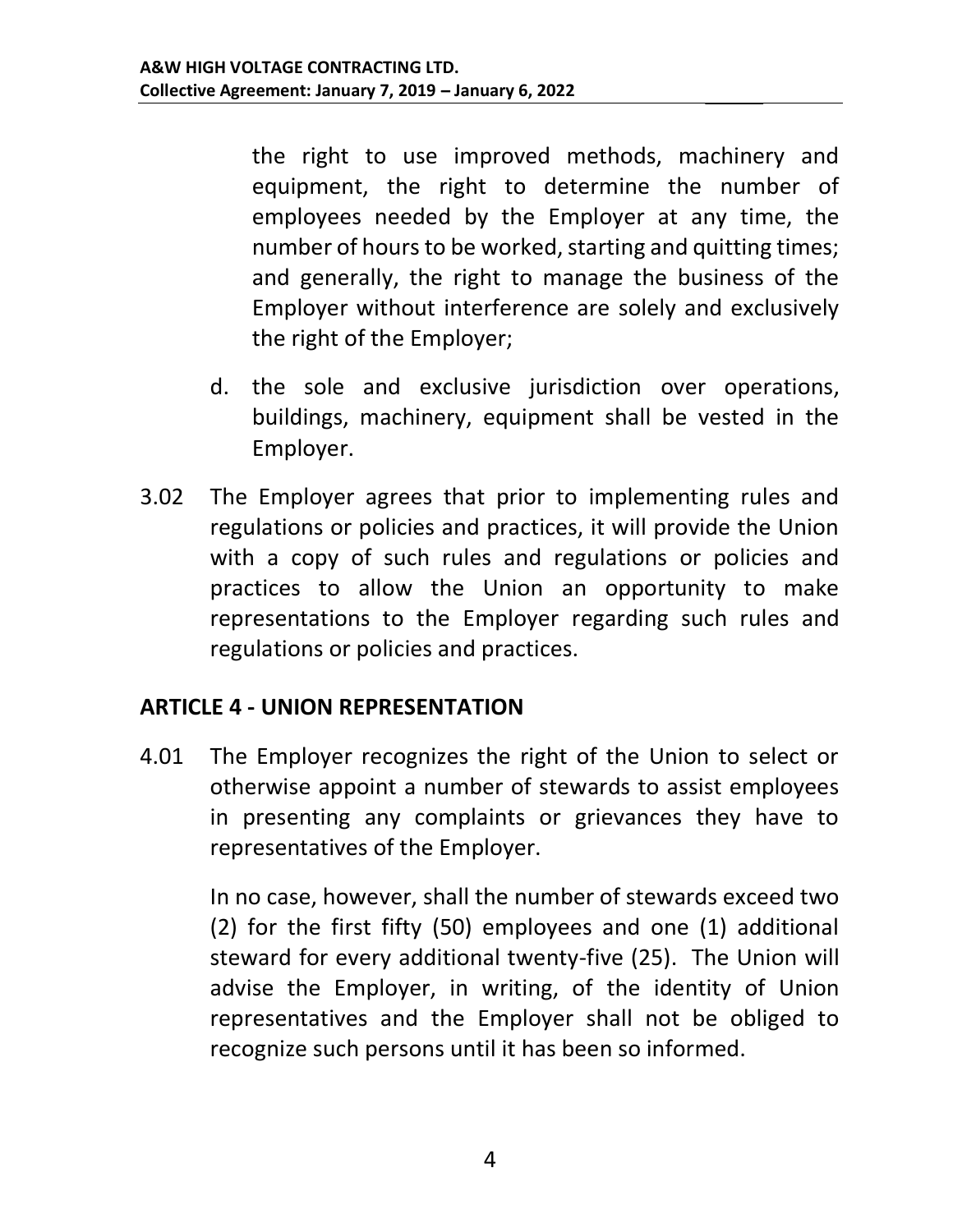the right to use improved methods, machinery and equipment, the right to determine the number of employees needed by the Employer at any time, the number of hours to be worked, starting and quitting times; and generally, the right to manage the business of the Employer without interference are solely and exclusively the right of the Employer;

d. the sole and exclusive jurisdiction over operations, buildings, machinery, equipment shall be vested in the Employer.

3.02 The Employer agrees that prior to implementing rules and regulations or policies and practices, it will provide the Union with a copy of such rules and regulations or policies and practices to allow the Union an opportunity to make representations to the Employer regarding such rules and regulations or policies and practices.

## ARTICLE 4 - UNION REPRESENTATION

4.01 The Employer recognizes the right of the Union to select or otherwise appoint a number of stewards to assist employees in presenting any complaints or grievances they have to representatives of the Employer.

In no case, however, shall the number of stewards exceed two (2) for the first fifty (50) employees and one (1) additional steward for every additional twenty-five (25). The Union will advise the Employer, in writing, of the identity of Union representatives and the Employer shall not be obliged to recognize such persons until it has been so informed.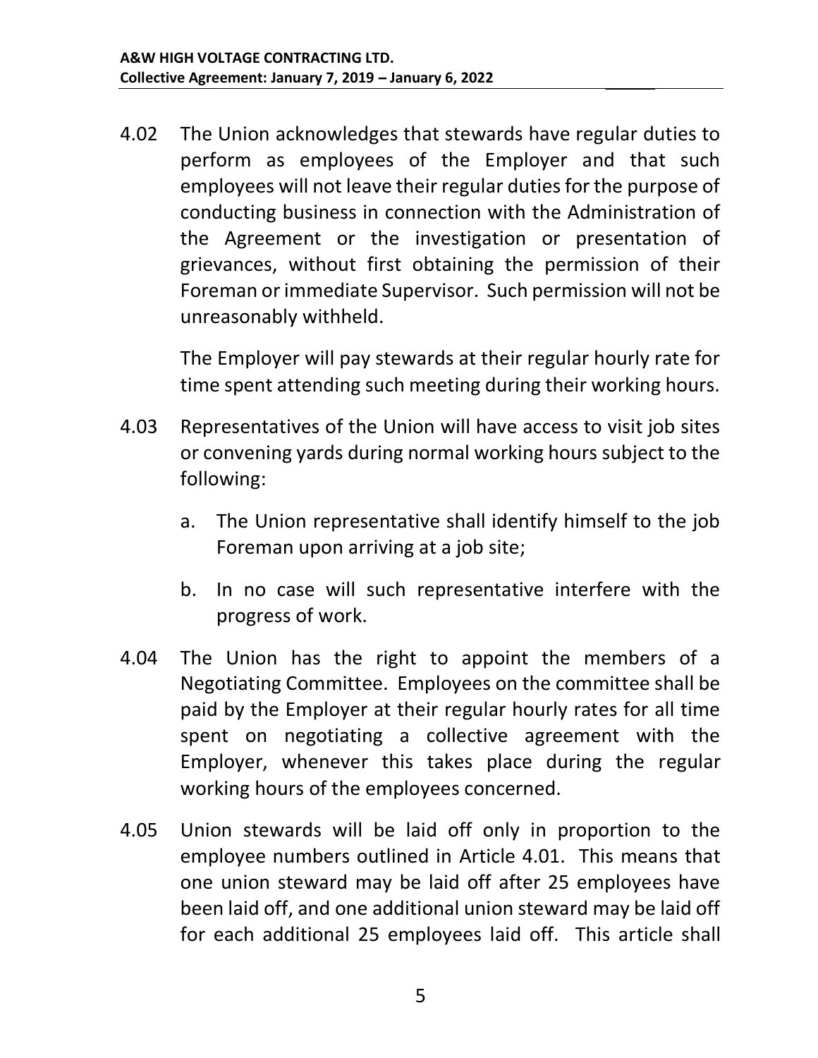4.02 The Union acknowledges that stewards have regular duties to perform as employees of the Employer and that such employees will not leave their regular duties for the purpose of conducting business in connection with the Administration of the Agreement or the investigation or presentation of grievances, without first obtaining the permission of their Foreman or immediate Supervisor. Such permission will not be unreasonably withheld.

The Employer will pay stewards at their regular hourly rate for time spent attending such meeting during their working hours.

4.03 Representatives of the Union will have access to visit job sites or convening yards during normal working hours subject to the following:

a. The Union representative shall identify himself to the job Foreman upon arriving at a job site;

b. In no case will such representative interfere with the progress of work.

4.04 The Union has the right to appoint the members of a Negotiating Committee. Employees on the committee shall be paid by the Employer at their regular hourly rates for all time spent on negotiating a collective agreement with the Employer, whenever this takes place during the regular working hours of the employees concerned.

4.05 Union stewards will be laid off only in proportion to the employee numbers outlined in Article 4.01. This means that one union steward may be laid off after 25 employees have been laid off, and one additional union steward may be laid off for each additional 25 employees laid off. This article shall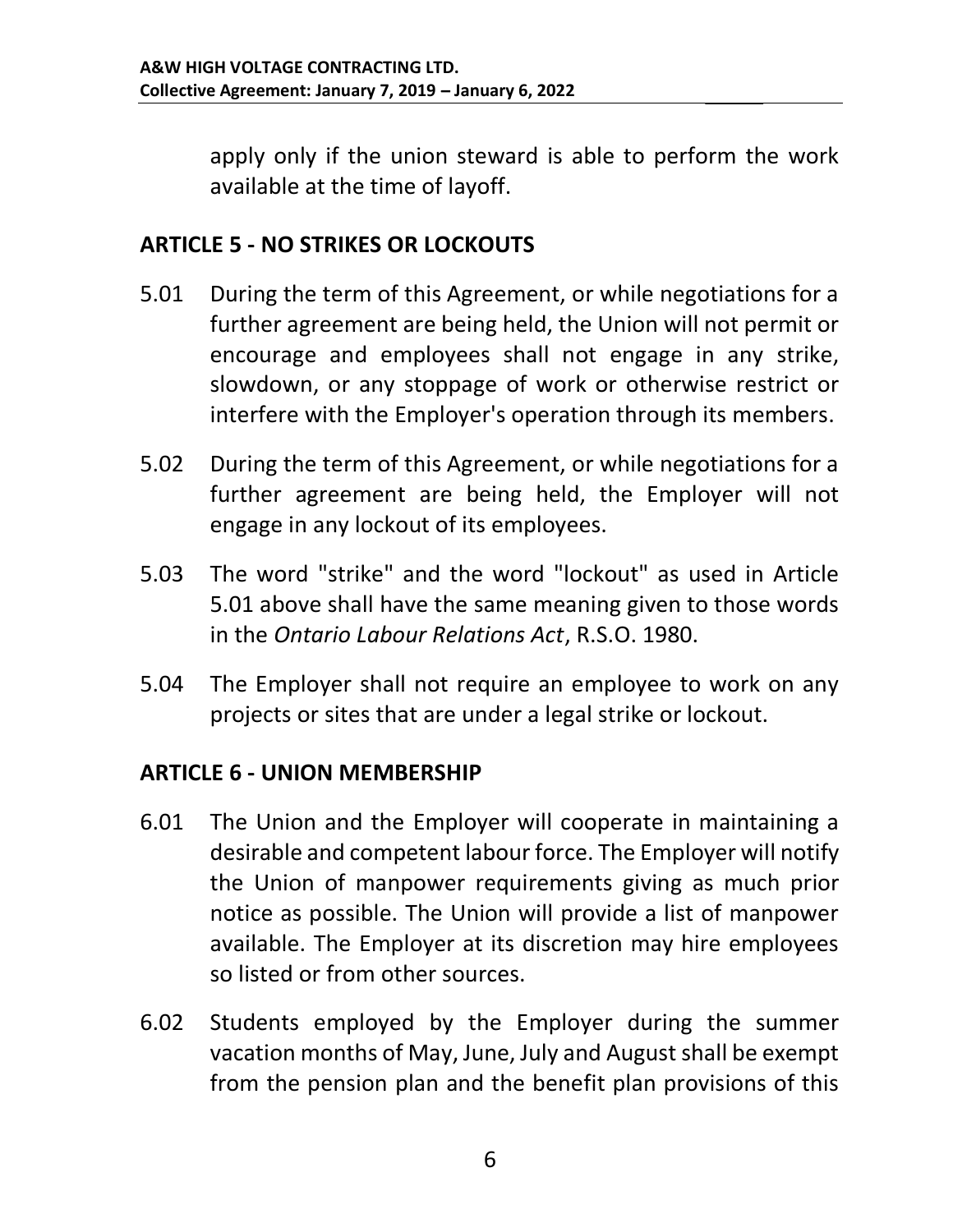apply only if the union steward is able to perform the work available at the time of layoff.

## ARTICLE 5 - NO STRIKES OR LOCKOUTS

5.01 During the term of this Agreement, or while negotiations for a further agreement are being held, the Union will not permit or encourage and employees shall not engage in any strike, slowdown, or any stoppage of work or otherwise restrict or interfere with the Employer's operation through its members.

5.02 During the term of this Agreement, or while negotiations for a further agreement are being held, the Employer will not engage in any lockout of its employees.

5.03 The word "strike" and the word "lockout" as used in Article 5.01 above shall have the same meaning given to those words in the *Ontario Labour Relations Act*, R.S.O. 1980.

5.04 The Employer shall not require an employee to work on any projects or sites that are under a legal strike or lockout.

## ARTICLE 6 - UNION MEMBERSHIP

6.01 The Union and the Employer will cooperate in maintaining a desirable and competent labour force. The Employer will notify the Union of manpower requirements giving as much prior notice as possible. The Union will provide a list of manpower available. The Employer at its discretion may hire employees so listed or from other sources.

6.02 Students employed by the Employer during the summer vacation months of May, June, July and August shall be exempt from the pension plan and the benefit plan provisions of this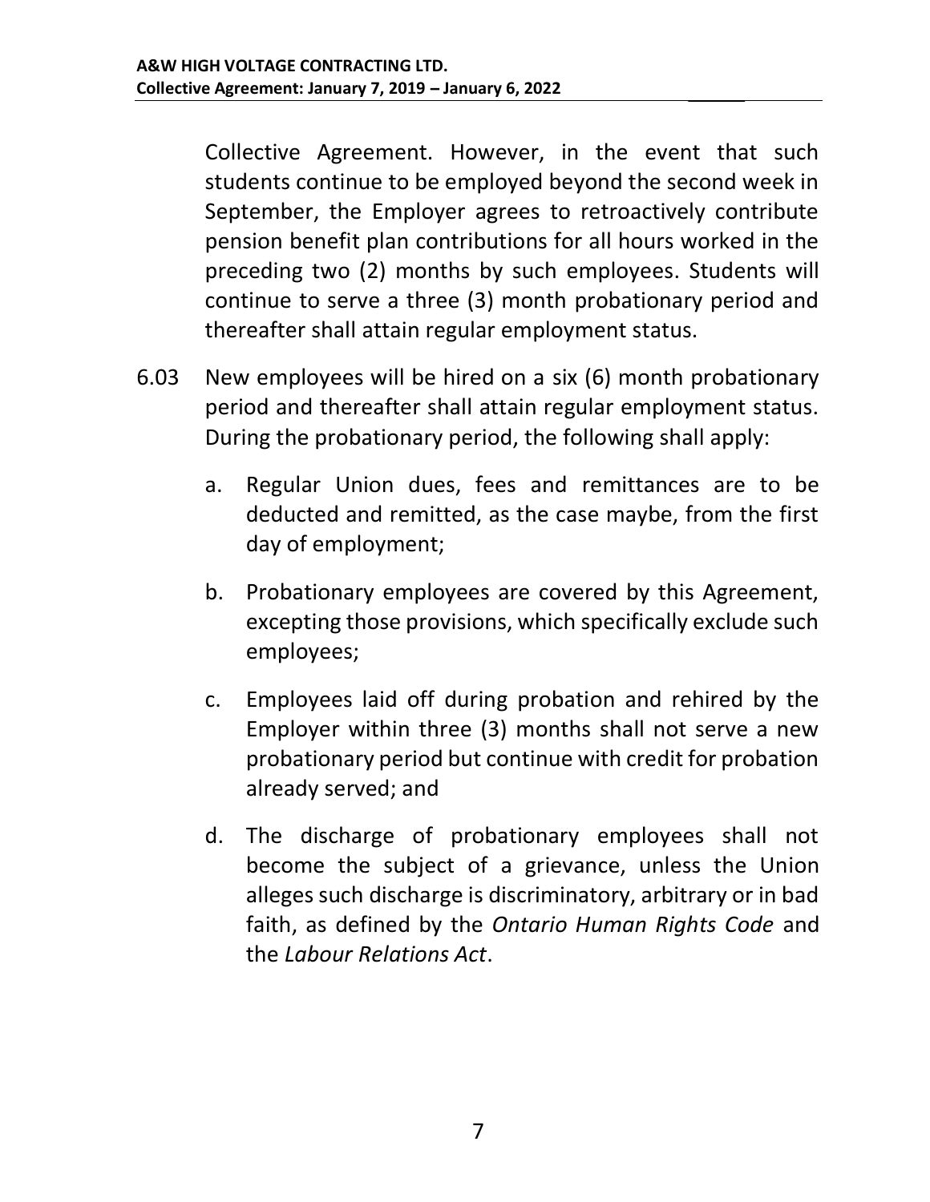Collective Agreement. However, in the event that such students continue to be employed beyond the second week in September, the Employer agrees to retroactively contribute pension benefit plan contributions for all hours worked in the preceding two (2) months by such employees. Students will continue to serve a three (3) month probationary period and thereafter shall attain regular employment status.

6.03 New employees will be hired on a six (6) month probationary period and thereafter shall attain regular employment status. During the probationary period, the following shall apply:

a. Regular Union dues, fees and remittances are to be deducted and remitted, as the case maybe, from the first day of employment;

b. Probationary employees are covered by this Agreement, excepting those provisions, which specifically exclude such employees;

c. Employees laid off during probation and rehired by the Employer within three (3) months shall not serve a new probationary period but continue with credit for probation already served; and

d. The discharge of probationary employees shall not become the subject of a grievance, unless the Union alleges such discharge is discriminatory, arbitrary or in bad faith, as defined by the *Ontario Human Rights Code* and the *Labour Relations Act*.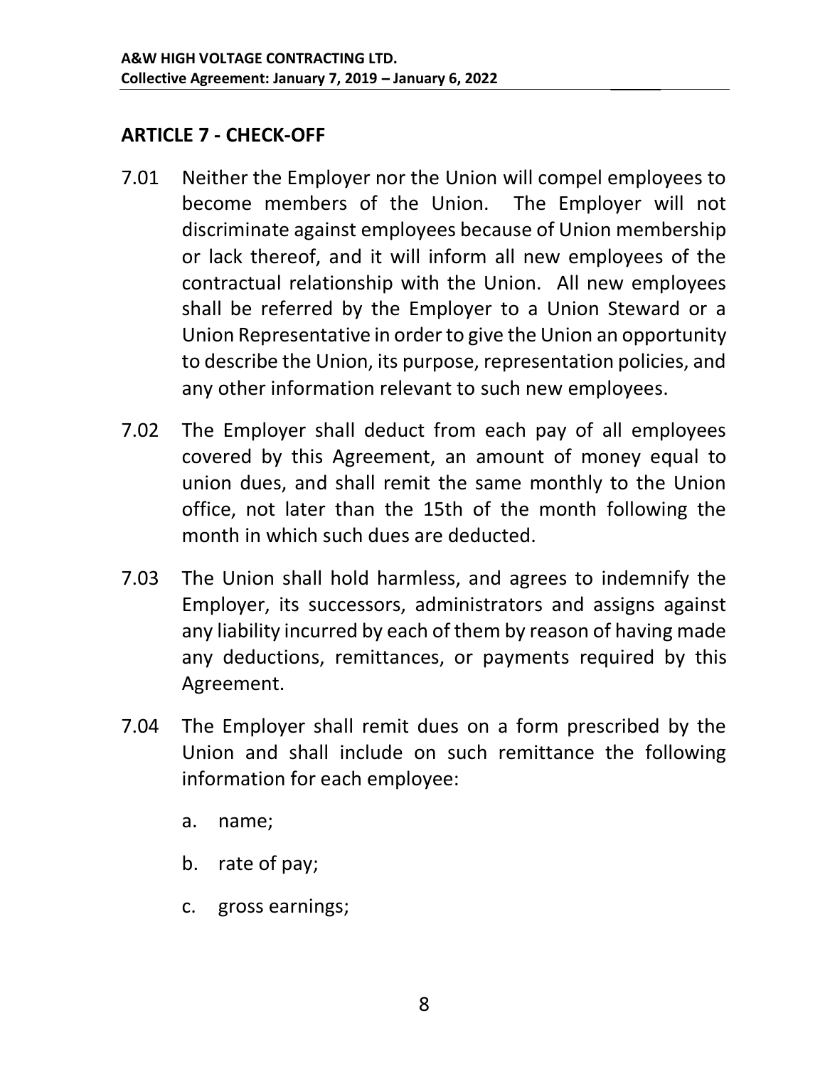## ARTICLE 7 - CHECK-OFF

7.01 Neither the Employer nor the Union will compel employees to become members of the Union. The Employer will not discriminate against employees because of Union membership or lack thereof, and it will inform all new employees of the contractual relationship with the Union. All new employees shall be referred by the Employer to a Union Steward or a Union Representative in order to give the Union an opportunity to describe the Union, its purpose, representation policies, and any other information relevant to such new employees.

7.02 The Employer shall deduct from each pay of all employees covered by this Agreement, an amount of money equal to union dues, and shall remit the same monthly to the Union office, not later than the 15th of the month following the month in which such dues are deducted.

7.03 The Union shall hold harmless, and agrees to indemnify the Employer, its successors, administrators and assigns against any liability incurred by each of them by reason of having made any deductions, remittances, or payments required by this Agreement.

7.04 The Employer shall remit dues on a form prescribed by the Union and shall include on such remittance the following information for each employee:

a. name;

b. rate of pay;

c. gross earnings;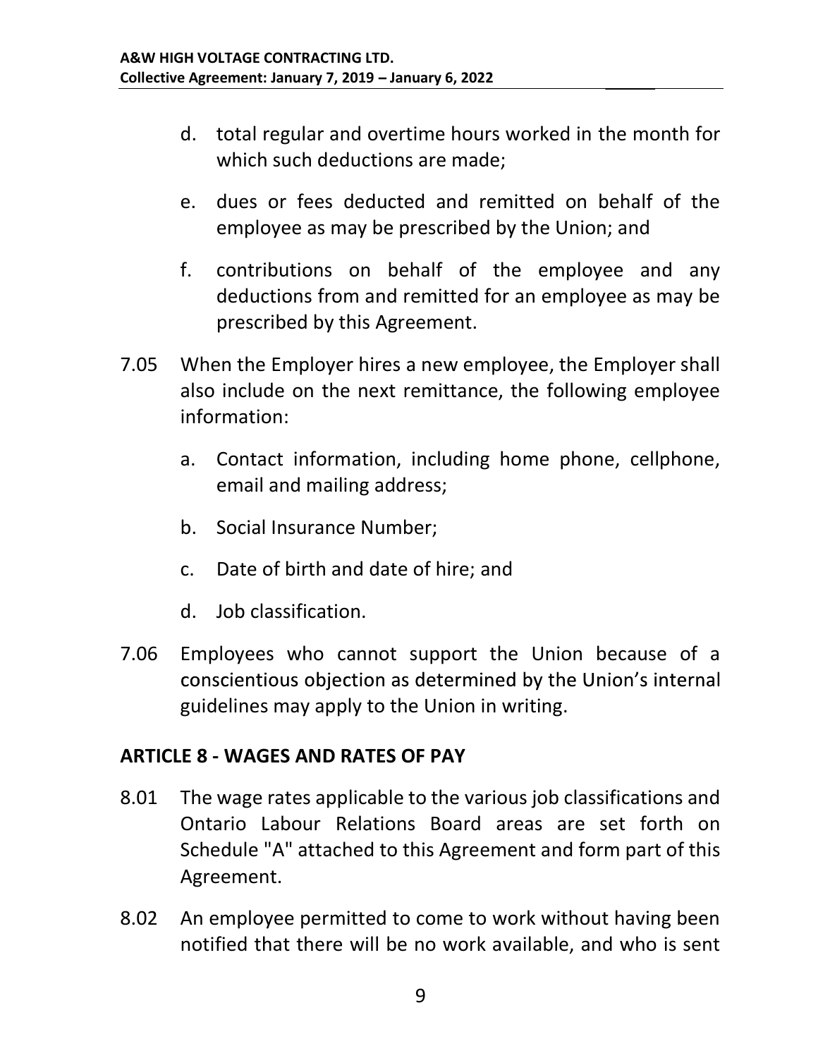d. total regular and overtime hours worked in the month for which such deductions are made;

e. dues or fees deducted and remitted on behalf of the employee as may be prescribed by the Union; and

f. contributions on behalf of the employee and any deductions from and remitted for an employee as may be prescribed by this Agreement.

7.05 When the Employer hires a new employee, the Employer shall also include on the next remittance, the following employee information:

a. Contact information, including home phone, cellphone, email and mailing address;

b. Social Insurance Number;

c. Date of birth and date of hire; and

d. Job classification.

7.06 Employees who cannot support the Union because of a conscientious objection as determined by the Union's internal guidelines may apply to the Union in writing.

## ARTICLE 8 - WAGES AND RATES OF PAY

8.01 The wage rates applicable to the various job classifications and Ontario Labour Relations Board areas are set forth on Schedule "A" attached to this Agreement and form part of this Agreement.

8.02 An employee permitted to come to work without having been notified that there will be no work available, and who is sent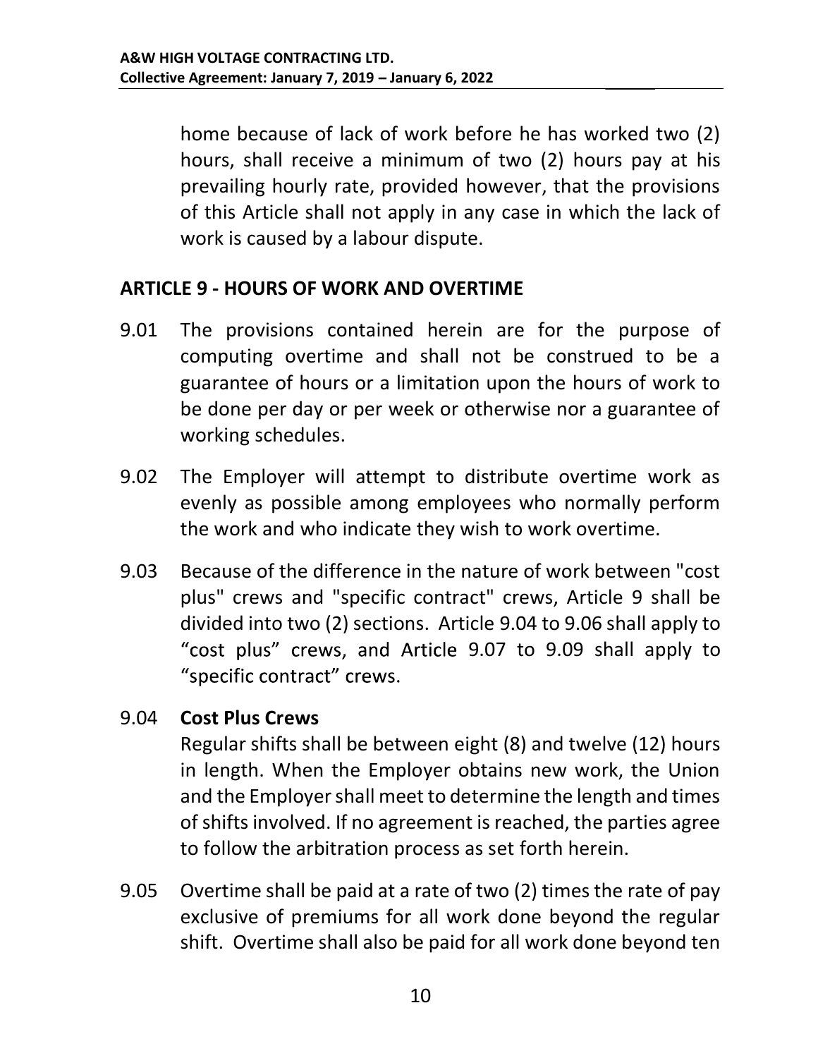home because of lack of work before he has worked two (2) hours, shall receive a minimum of two (2) hours pay at his prevailing hourly rate, provided however, that the provisions of this Article shall not apply in any case in which the lack of work is caused by a labour dispute.

## ARTICLE 9 - HOURS OF WORK AND OVERTIME

9.01 The provisions contained herein are for the purpose of computing overtime and shall not be construed to be a guarantee of hours or a limitation upon the hours of work to be done per day or per week or otherwise nor a guarantee of working schedules.

9.02 The Employer will attempt to distribute overtime work as evenly as possible among employees who normally perform the work and who indicate they wish to work overtime.

9.03 Because of the difference in the nature of work between "cost plus" crews and "specific contract" crews, Article 9 shall be divided into two (2) sections. Article 9.04 to 9.06 shall apply to "cost plus" crews, and Article 9.07 to 9.09 shall apply to "specific contract" crews.

9.04 **Cost Plus Crews**

Regular shifts shall be between eight (8) and twelve (12) hours in length. When the Employer obtains new work, the Union and the Employer shall meet to determine the length and times of shifts involved. If no agreement is reached, the parties agree to follow the arbitration process as set forth herein.

9.05 Overtime shall be paid at a rate of two (2) times the rate of pay exclusive of premiums for all work done beyond the regular shift. Overtime shall also be paid for all work done beyond ten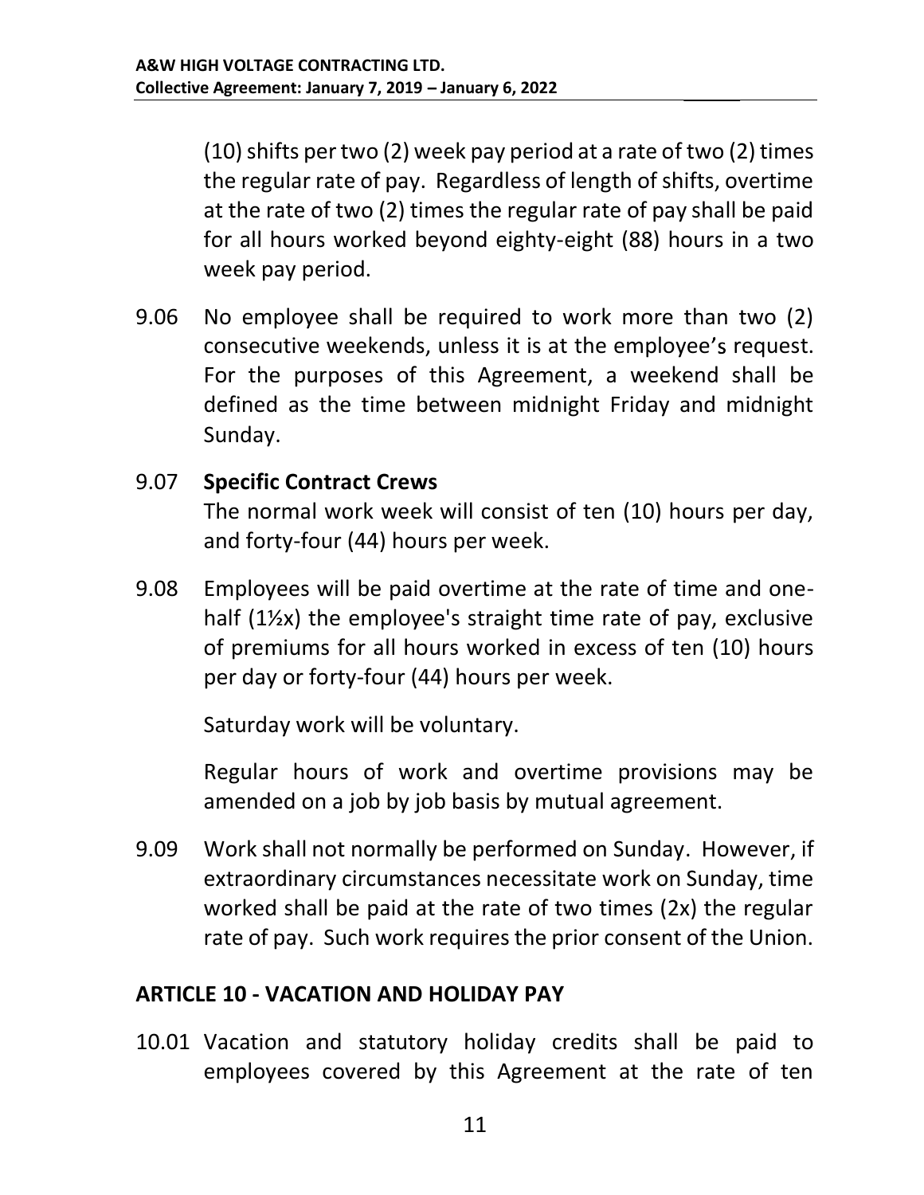(10) shifts per two (2) week pay period at a rate of two (2) times the regular rate of pay. Regardless of length of shifts, overtime at the rate of two (2) times the regular rate of pay shall be paid for all hours worked beyond eighty-eight (88) hours in a two week pay period.

9.06 No employee shall be required to work more than two (2) consecutive weekends, unless it is at the employee's request. For the purposes of this Agreement, a weekend shall be defined as the time between midnight Friday and midnight Sunday.

9.07 **Specific Contract Crews**
The normal work week will consist of ten (10) hours per day, and forty-four (44) hours per week.

9.08 Employees will be paid overtime at the rate of time and one-half (1½x) the employee's straight time rate of pay, exclusive of premiums for all hours worked in excess of ten (10) hours per day or forty-four (44) hours per week.

Saturday work will be voluntary.

Regular hours of work and overtime provisions may be amended on a job by job basis by mutual agreement.

9.09 Work shall not normally be performed on Sunday. However, if extraordinary circumstances necessitate work on Sunday, time worked shall be paid at the rate of two times (2x) the regular rate of pay. Such work requires the prior consent of the Union.

## ARTICLE 10 - VACATION AND HOLIDAY PAY

10.01 Vacation and statutory holiday credits shall be paid to employees covered by this Agreement at the rate of ten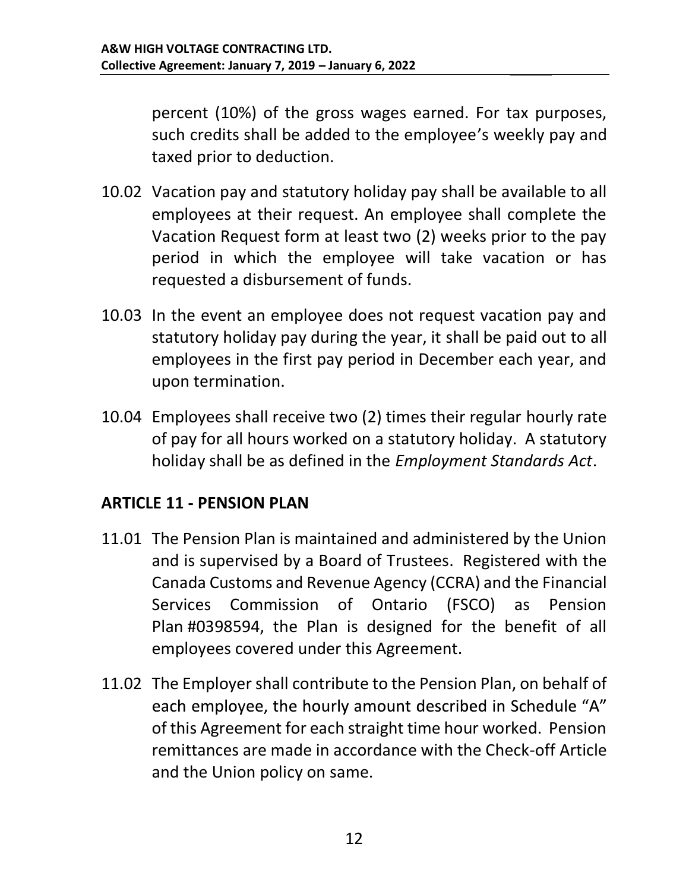percent (10%) of the gross wages earned. For tax purposes, such credits shall be added to the employee's weekly pay and taxed prior to deduction.

10.02 Vacation pay and statutory holiday pay shall be available to all employees at their request. An employee shall complete the Vacation Request form at least two (2) weeks prior to the pay period in which the employee will take vacation or has requested a disbursement of funds.

10.03 In the event an employee does not request vacation pay and statutory holiday pay during the year, it shall be paid out to all employees in the first pay period in December each year, and upon termination.

10.04 Employees shall receive two (2) times their regular hourly rate of pay for all hours worked on a statutory holiday. A statutory holiday shall be as defined in the *Employment Standards Act*.

## ARTICLE 11 - PENSION PLAN

11.01 The Pension Plan is maintained and administered by the Union and is supervised by a Board of Trustees. Registered with the Canada Customs and Revenue Agency (CCRA) and the Financial Services Commission of Ontario (FSCO) as Pension Plan #0398594, the Plan is designed for the benefit of all employees covered under this Agreement.

11.02 The Employer shall contribute to the Pension Plan, on behalf of each employee, the hourly amount described in Schedule "A" of this Agreement for each straight time hour worked. Pension remittances are made in accordance with the Check-off Article and the Union policy on same.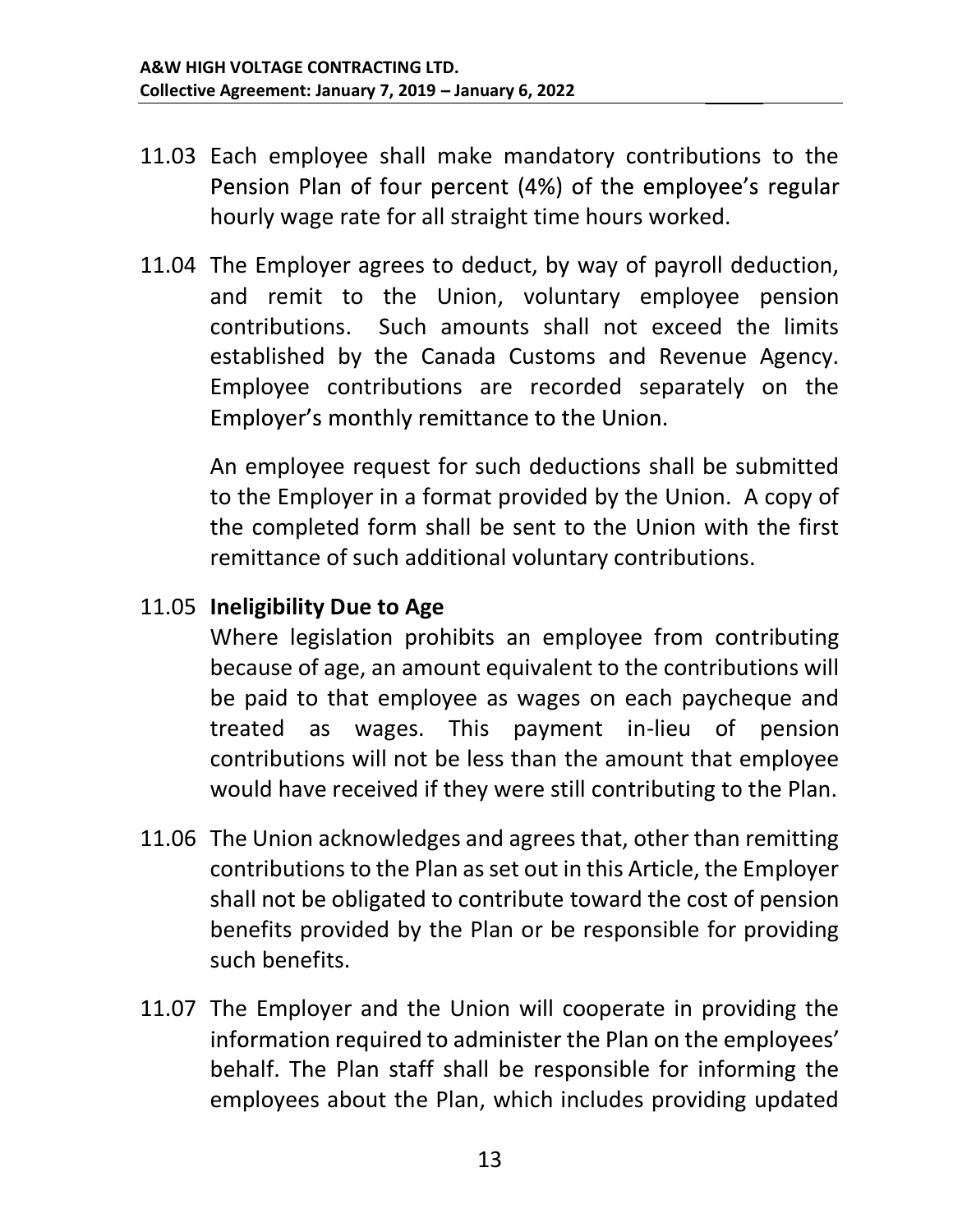11.03 Each employee shall make mandatory contributions to the Pension Plan of four percent (4%) of the employee's regular hourly wage rate for all straight time hours worked.

11.04 The Employer agrees to deduct, by way of payroll deduction, and remit to the Union, voluntary employee pension contributions. Such amounts shall not exceed the limits established by the Canada Customs and Revenue Agency. Employee contributions are recorded separately on the Employer's monthly remittance to the Union.

An employee request for such deductions shall be submitted to the Employer in a format provided by the Union. A copy of the completed form shall be sent to the Union with the first remittance of such additional voluntary contributions.

11.05 **Ineligibility Due to Age**

Where legislation prohibits an employee from contributing because of age, an amount equivalent to the contributions will be paid to that employee as wages on each paycheque and treated as wages. This payment in-lieu of pension contributions will not be less than the amount that employee would have received if they were still contributing to the Plan.

11.06 The Union acknowledges and agrees that, other than remitting contributions to the Plan as set out in this Article, the Employer shall not be obligated to contribute toward the cost of pension benefits provided by the Plan or be responsible for providing such benefits.

11.07 The Employer and the Union will cooperate in providing the information required to administer the Plan on the employees' behalf. The Plan staff shall be responsible for informing the employees about the Plan, which includes providing updated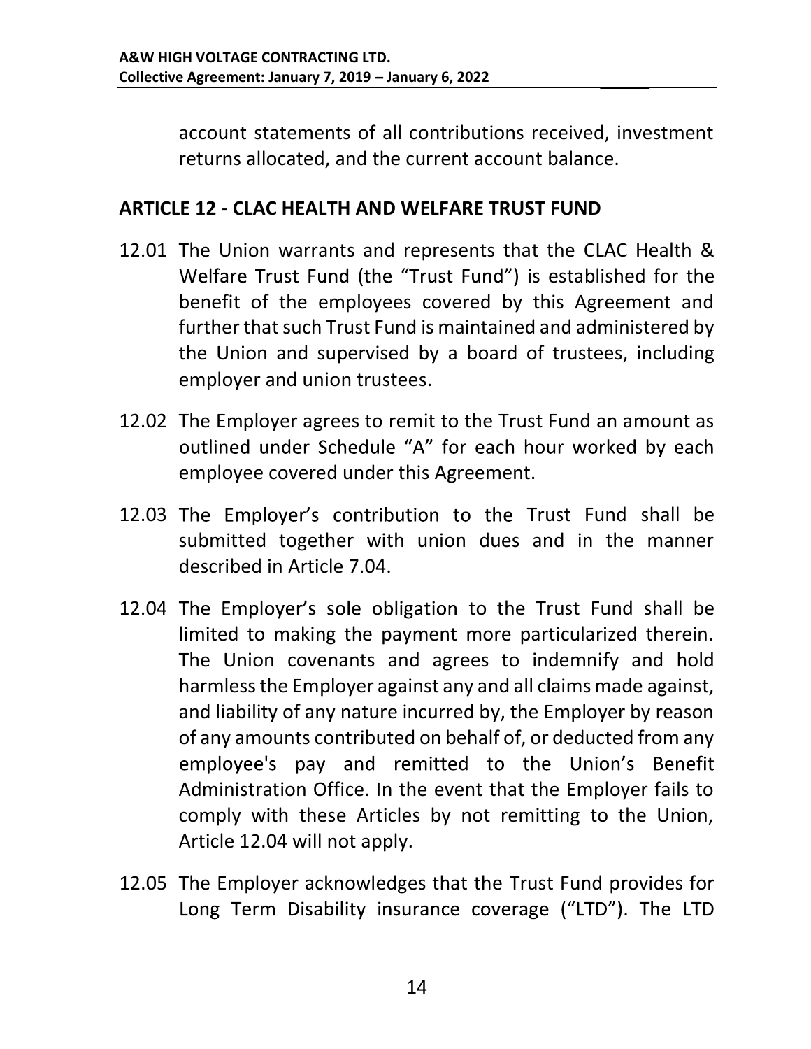account statements of all contributions received, investment returns allocated, and the current account balance.

## ARTICLE 12 - CLAC HEALTH AND WELFARE TRUST FUND

12.01 The Union warrants and represents that the CLAC Health & Welfare Trust Fund (the "Trust Fund") is established for the benefit of the employees covered by this Agreement and further that such Trust Fund is maintained and administered by the Union and supervised by a board of trustees, including employer and union trustees.

12.02 The Employer agrees to remit to the Trust Fund an amount as outlined under Schedule "A" for each hour worked by each employee covered under this Agreement.

12.03 The Employer's contribution to the Trust Fund shall be submitted together with union dues and in the manner described in Article 7.04.

12.04 The Employer's sole obligation to the Trust Fund shall be limited to making the payment more particularized therein. The Union covenants and agrees to indemnify and hold harmless the Employer against any and all claims made against, and liability of any nature incurred by, the Employer by reason of any amounts contributed on behalf of, or deducted from any employee's pay and remitted to the Union's Benefit Administration Office. In the event that the Employer fails to comply with these Articles by not remitting to the Union, Article 12.04 will not apply.

12.05 The Employer acknowledges that the Trust Fund provides for Long Term Disability insurance coverage ("LTD"). The LTD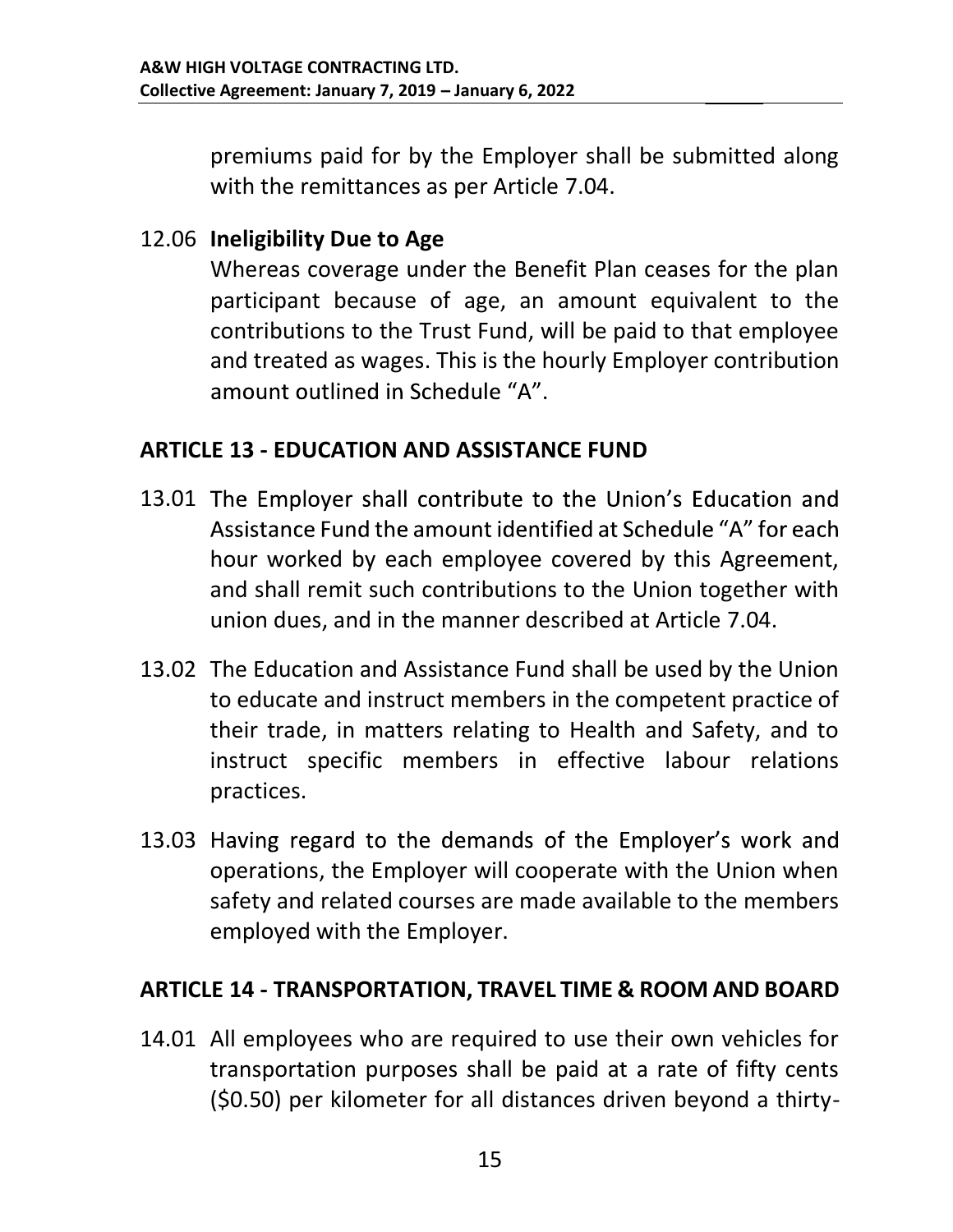premiums paid for by the Employer shall be submitted along with the remittances as per Article 7.04.

12.06 **Ineligibility Due to Age**

Whereas coverage under the Benefit Plan ceases for the plan participant because of age, an amount equivalent to the contributions to the Trust Fund, will be paid to that employee and treated as wages. This is the hourly Employer contribution amount outlined in Schedule "A".

## ARTICLE 13 - EDUCATION AND ASSISTANCE FUND

13.01 The Employer shall contribute to the Union's Education and Assistance Fund the amount identified at Schedule "A" for each hour worked by each employee covered by this Agreement, and shall remit such contributions to the Union together with union dues, and in the manner described at Article 7.04.

13.02 The Education and Assistance Fund shall be used by the Union to educate and instruct members in the competent practice of their trade, in matters relating to Health and Safety, and to instruct specific members in effective labour relations practices.

13.03 Having regard to the demands of the Employer's work and operations, the Employer will cooperate with the Union when safety and related courses are made available to the members employed with the Employer.

## ARTICLE 14 - TRANSPORTATION, TRAVEL TIME & ROOM AND BOARD

14.01 All employees who are required to use their own vehicles for transportation purposes shall be paid at a rate of fifty cents ($0.50) per kilometer for all distances driven beyond a thirty-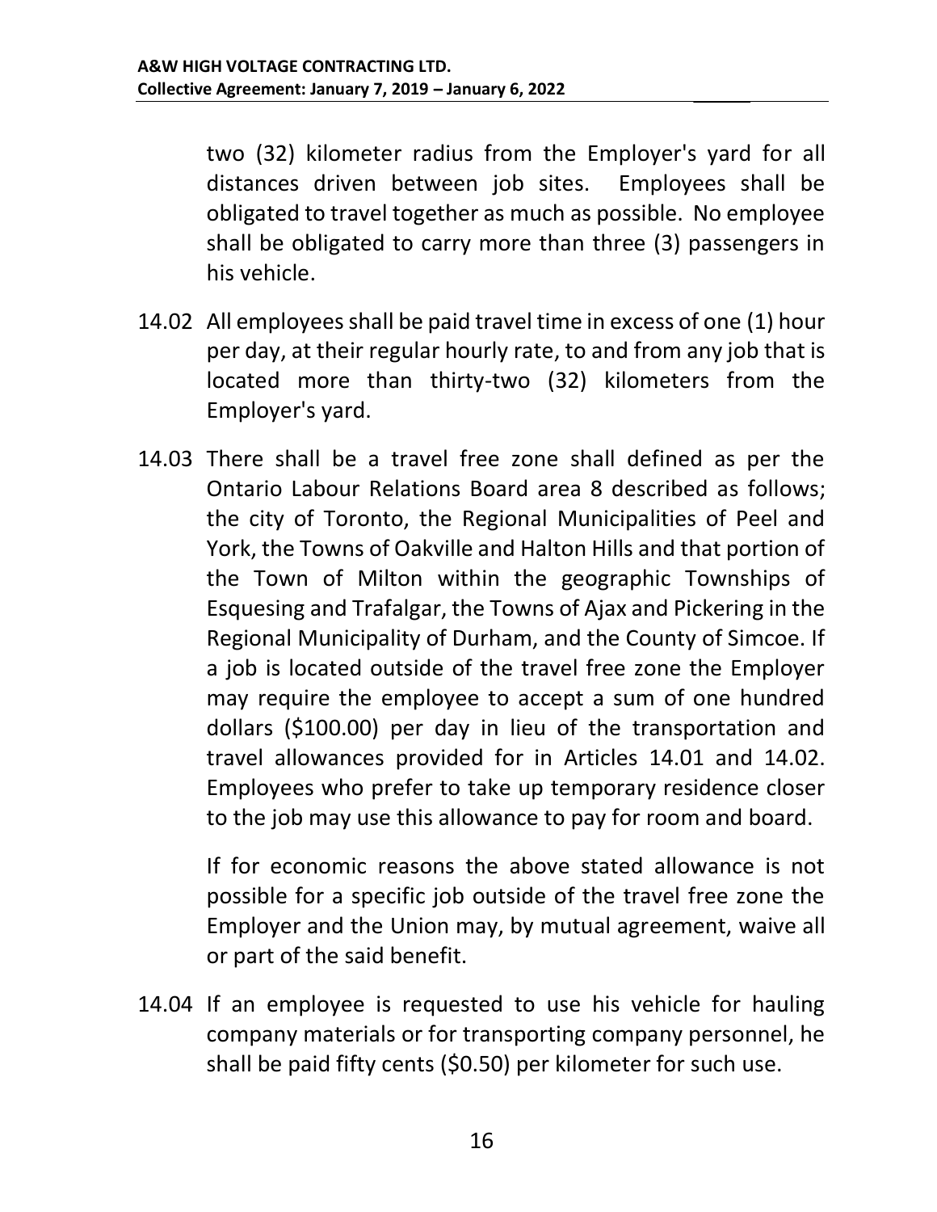two (32) kilometer radius from the Employer's yard for all distances driven between job sites. Employees shall be obligated to travel together as much as possible. No employee shall be obligated to carry more than three (3) passengers in his vehicle.

14.02 All employees shall be paid travel time in excess of one (1) hour per day, at their regular hourly rate, to and from any job that is located more than thirty-two (32) kilometers from the Employer's yard.

14.03 There shall be a travel free zone shall defined as per the Ontario Labour Relations Board area 8 described as follows; the city of Toronto, the Regional Municipalities of Peel and York, the Towns of Oakville and Halton Hills and that portion of the Town of Milton within the geographic Townships of Esquesing and Trafalgar, the Towns of Ajax and Pickering in the Regional Municipality of Durham, and the County of Simcoe. If a job is located outside of the travel free zone the Employer may require the employee to accept a sum of one hundred dollars ($100.00) per day in lieu of the transportation and travel allowances provided for in Articles 14.01 and 14.02. Employees who prefer to take up temporary residence closer to the job may use this allowance to pay for room and board.

If for economic reasons the above stated allowance is not possible for a specific job outside of the travel free zone the Employer and the Union may, by mutual agreement, waive all or part of the said benefit.

14.04 If an employee is requested to use his vehicle for hauling company materials or for transporting company personnel, he shall be paid fifty cents ($0.50) per kilometer for such use.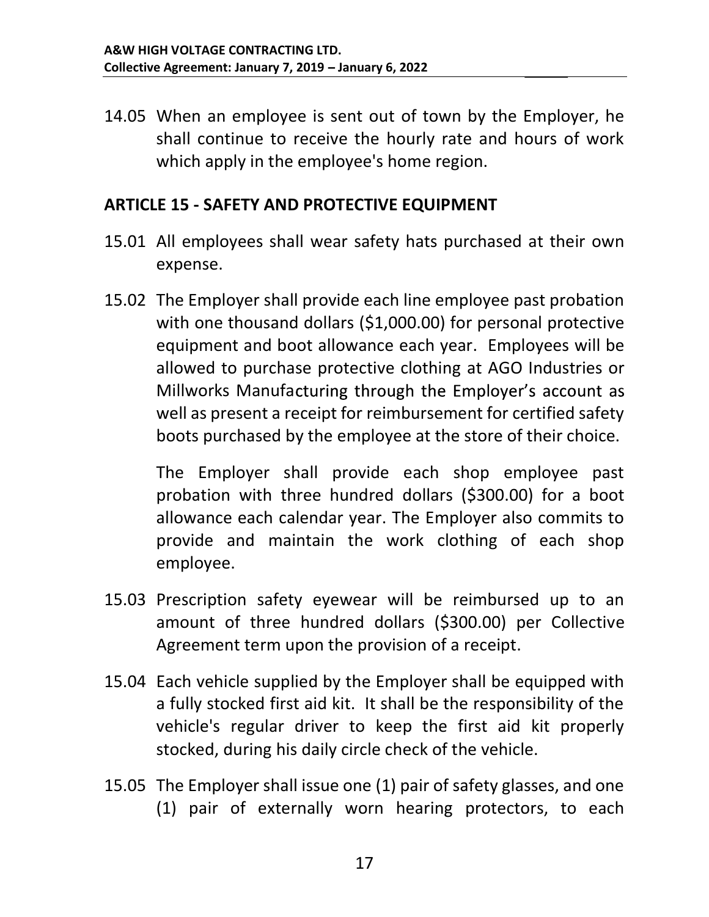14.05 When an employee is sent out of town by the Employer, he shall continue to receive the hourly rate and hours of work which apply in the employee's home region.

## ARTICLE 15 - SAFETY AND PROTECTIVE EQUIPMENT

15.01 All employees shall wear safety hats purchased at their own expense.

15.02 The Employer shall provide each line employee past probation with one thousand dollars ($1,000.00) for personal protective equipment and boot allowance each year. Employees will be allowed to purchase protective clothing at AGO Industries or Millworks Manufacturing through the Employer's account as well as present a receipt for reimbursement for certified safety boots purchased by the employee at the store of their choice.

The Employer shall provide each shop employee past probation with three hundred dollars ($300.00) for a boot allowance each calendar year. The Employer also commits to provide and maintain the work clothing of each shop employee.

15.03 Prescription safety eyewear will be reimbursed up to an amount of three hundred dollars ($300.00) per Collective Agreement term upon the provision of a receipt.

15.04 Each vehicle supplied by the Employer shall be equipped with a fully stocked first aid kit. It shall be the responsibility of the vehicle's regular driver to keep the first aid kit properly stocked, during his daily circle check of the vehicle.

15.05 The Employer shall issue one (1) pair of safety glasses, and one (1) pair of externally worn hearing protectors, to each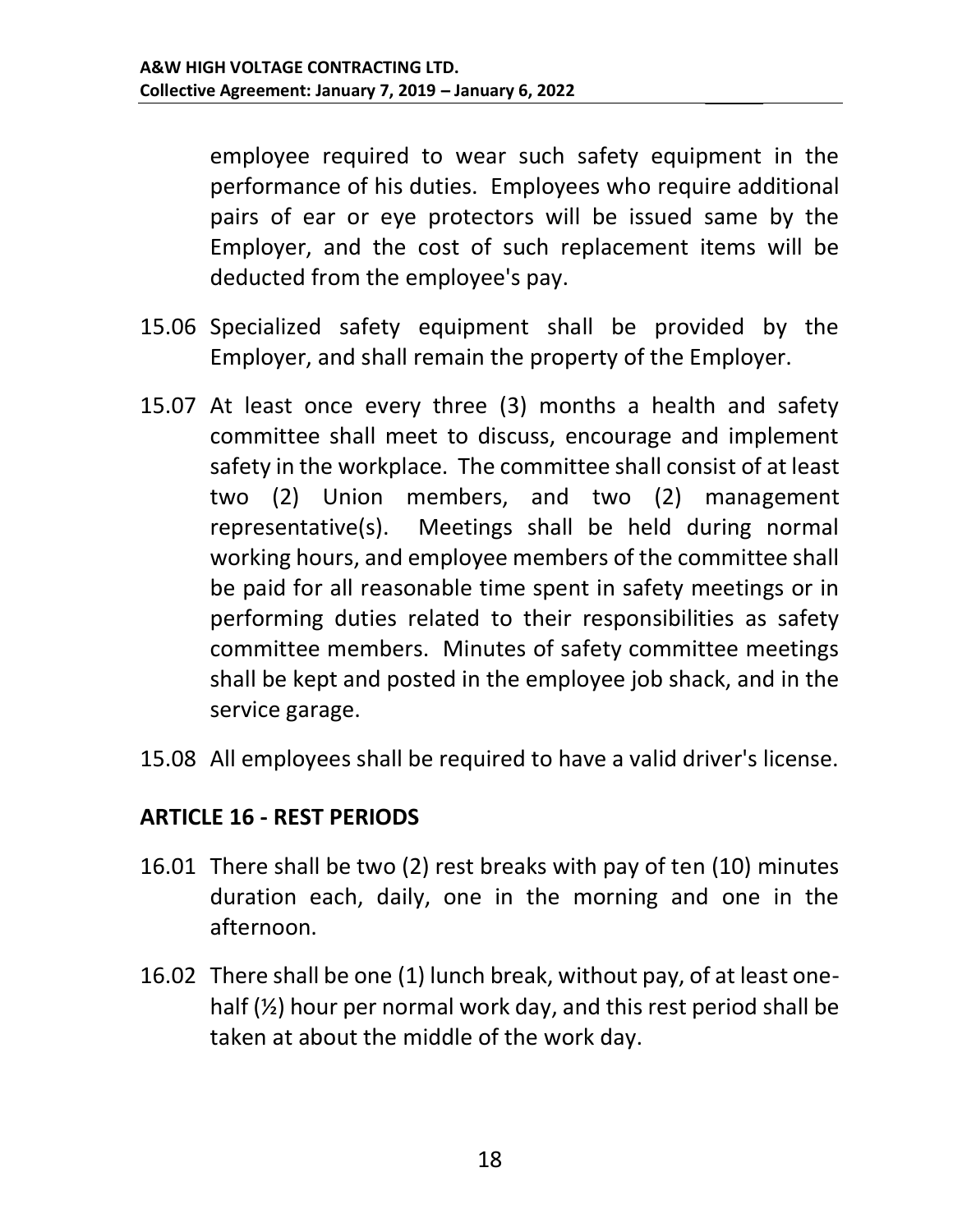employee required to wear such safety equipment in the performance of his duties. Employees who require additional pairs of ear or eye protectors will be issued same by the Employer, and the cost of such replacement items will be deducted from the employee's pay.

15.06 Specialized safety equipment shall be provided by the Employer, and shall remain the property of the Employer.

15.07 At least once every three (3) months a health and safety committee shall meet to discuss, encourage and implement safety in the workplace. The committee shall consist of at least two (2) Union members, and two (2) management representative(s). Meetings shall be held during normal working hours, and employee members of the committee shall be paid for all reasonable time spent in safety meetings or in performing duties related to their responsibilities as safety committee members. Minutes of safety committee meetings shall be kept and posted in the employee job shack, and in the service garage.

15.08 All employees shall be required to have a valid driver's license.

## ARTICLE 16 - REST PERIODS

16.01 There shall be two (2) rest breaks with pay of ten (10) minutes duration each, daily, one in the morning and one in the afternoon.

16.02 There shall be one (1) lunch break, without pay, of at least one-half (½) hour per normal work day, and this rest period shall be taken at about the middle of the work day.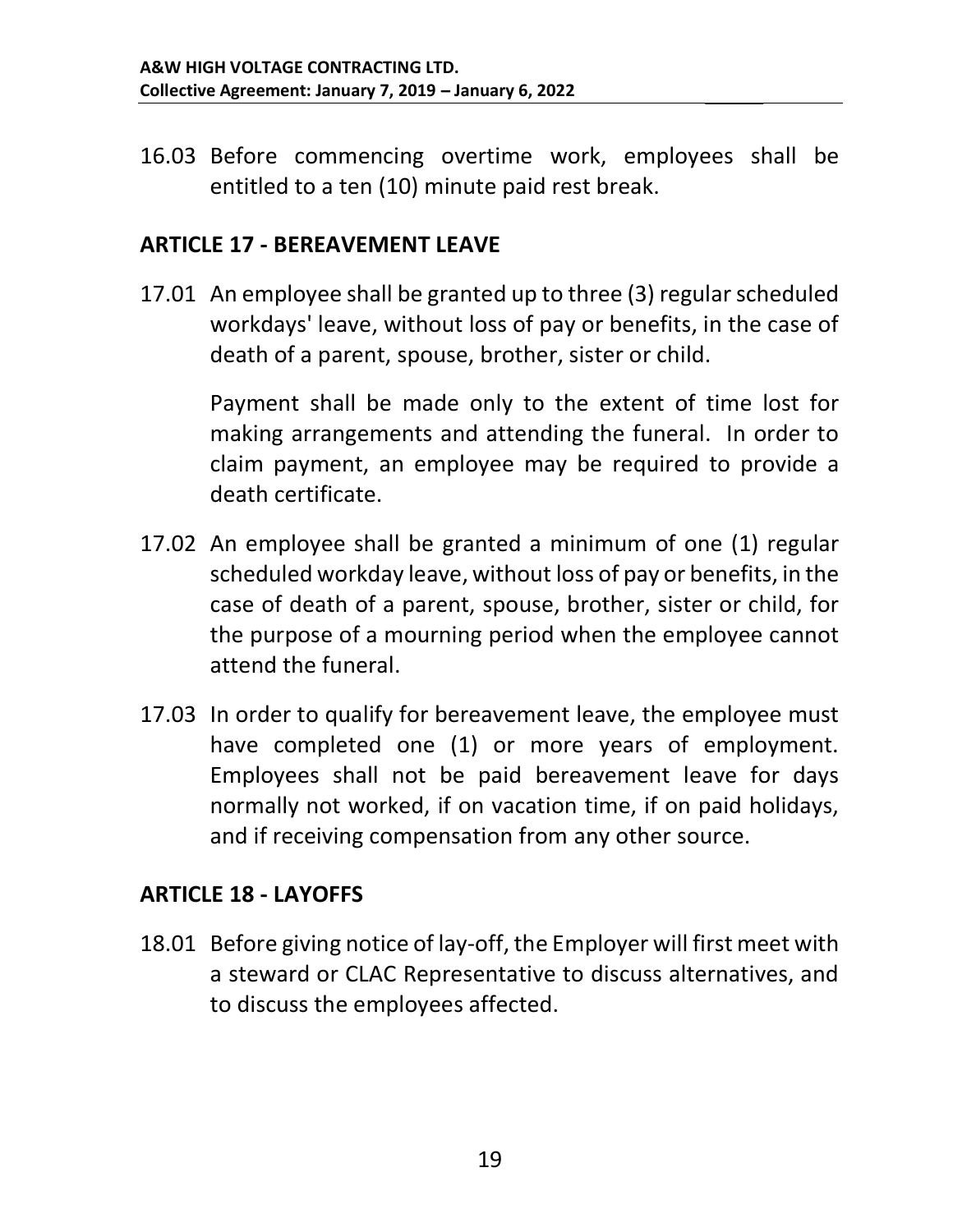16.03 Before commencing overtime work, employees shall be entitled to a ten (10) minute paid rest break.

## ARTICLE 17 - BEREAVEMENT LEAVE

17.01 An employee shall be granted up to three (3) regular scheduled workdays' leave, without loss of pay or benefits, in the case of death of a parent, spouse, brother, sister or child.

Payment shall be made only to the extent of time lost for making arrangements and attending the funeral. In order to claim payment, an employee may be required to provide a death certificate.

17.02 An employee shall be granted a minimum of one (1) regular scheduled workday leave, without loss of pay or benefits, in the case of death of a parent, spouse, brother, sister or child, for the purpose of a mourning period when the employee cannot attend the funeral.

17.03 In order to qualify for bereavement leave, the employee must have completed one (1) or more years of employment. Employees shall not be paid bereavement leave for days normally not worked, if on vacation time, if on paid holidays, and if receiving compensation from any other source.

## ARTICLE 18 - LAYOFFS

18.01 Before giving notice of lay-off, the Employer will first meet with a steward or CLAC Representative to discuss alternatives, and to discuss the employees affected.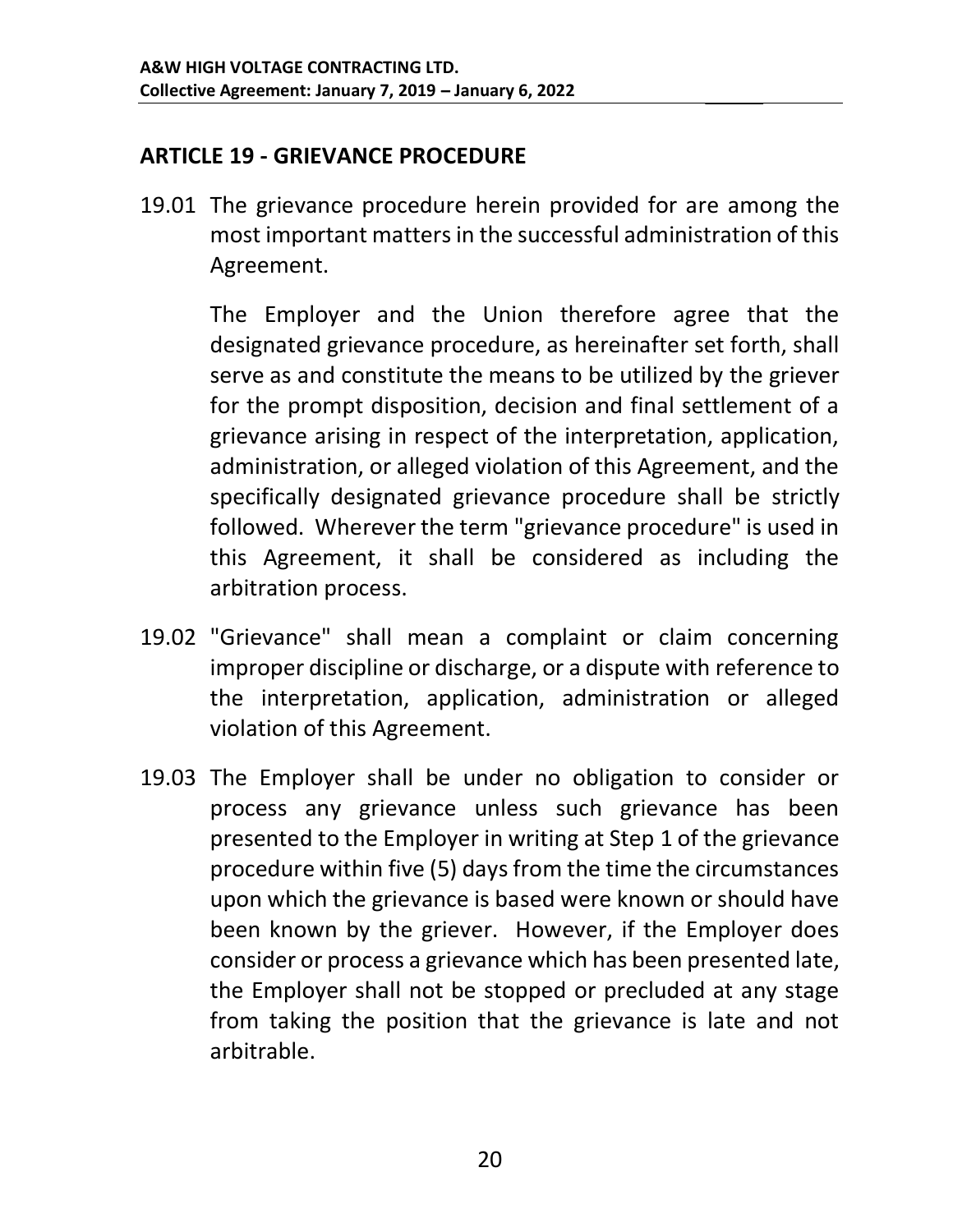## ARTICLE 19 - GRIEVANCE PROCEDURE

19.01 The grievance procedure herein provided for are among the most important matters in the successful administration of this Agreement.

The Employer and the Union therefore agree that the designated grievance procedure, as hereinafter set forth, shall serve as and constitute the means to be utilized by the griever for the prompt disposition, decision and final settlement of a grievance arising in respect of the interpretation, application, administration, or alleged violation of this Agreement, and the specifically designated grievance procedure shall be strictly followed. Wherever the term "grievance procedure" is used in this Agreement, it shall be considered as including the arbitration process.

19.02 "Grievance" shall mean a complaint or claim concerning improper discipline or discharge, or a dispute with reference to the interpretation, application, administration or alleged violation of this Agreement.

19.03 The Employer shall be under no obligation to consider or process any grievance unless such grievance has been presented to the Employer in writing at Step 1 of the grievance procedure within five (5) days from the time the circumstances upon which the grievance is based were known or should have been known by the griever. However, if the Employer does consider or process a grievance which has been presented late, the Employer shall not be stopped or precluded at any stage from taking the position that the grievance is late and not arbitrable.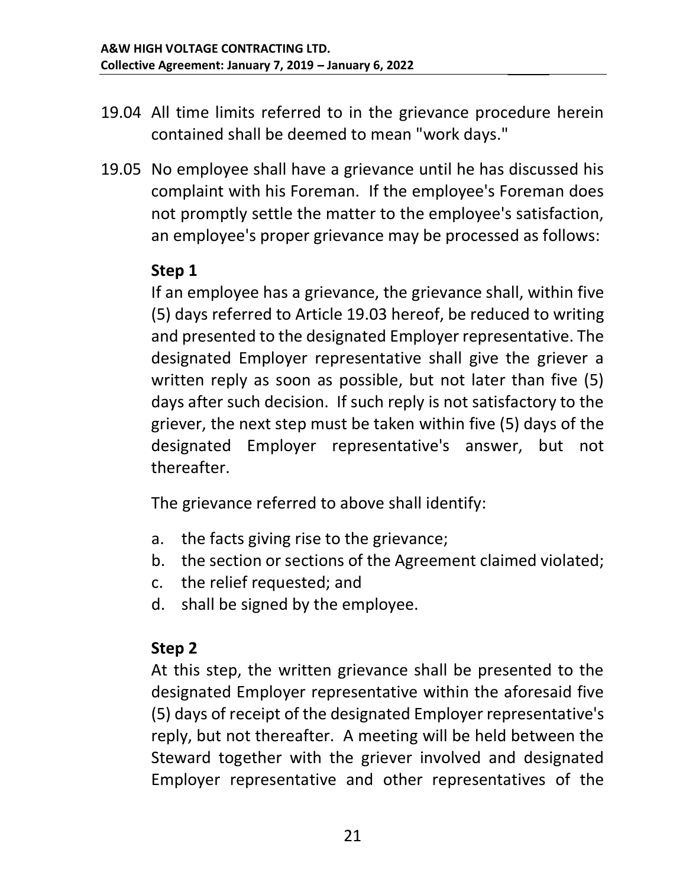19.04 All time limits referred to in the grievance procedure herein contained shall be deemed to mean "work days."

19.05 No employee shall have a grievance until he has discussed his complaint with his Foreman. If the employee's Foreman does not promptly settle the matter to the employee's satisfaction, an employee's proper grievance may be processed as follows:

**Step 1**

If an employee has a grievance, the grievance shall, within five (5) days referred to Article 19.03 hereof, be reduced to writing and presented to the designated Employer representative. The designated Employer representative shall give the griever a written reply as soon as possible, but not later than five (5) days after such decision. If such reply is not satisfactory to the griever, the next step must be taken within five (5) days of the designated Employer representative's answer, but not thereafter.

The grievance referred to above shall identify:

a. the facts giving rise to the grievance;
b. the section or sections of the Agreement claimed violated;
c. the relief requested; and
d. shall be signed by the employee.

**Step 2**

At this step, the written grievance shall be presented to the designated Employer representative within the aforesaid five (5) days of receipt of the designated Employer representative's reply, but not thereafter. A meeting will be held between the Steward together with the griever involved and designated Employer representative and other representatives of the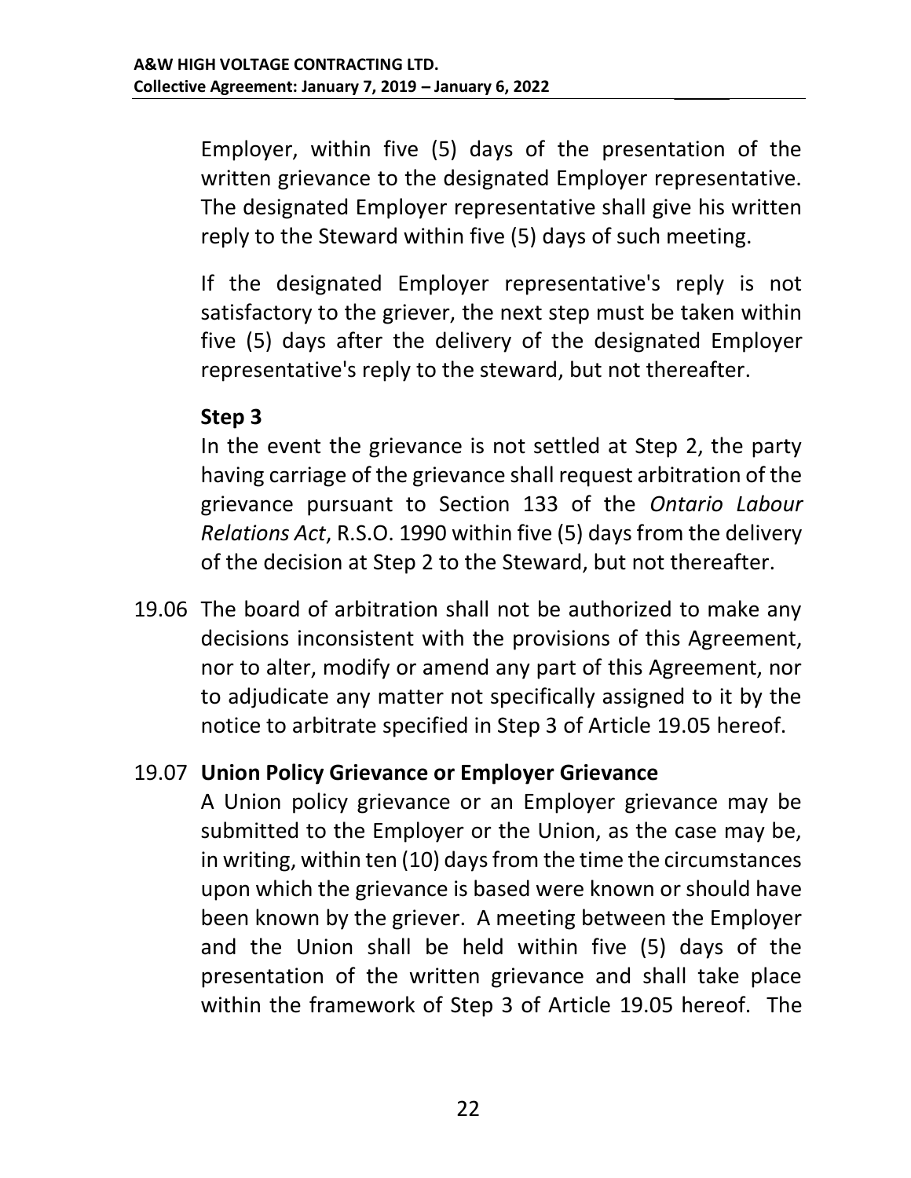Employer, within five (5) days of the presentation of the written grievance to the designated Employer representative. The designated Employer representative shall give his written reply to the Steward within five (5) days of such meeting.

If the designated Employer representative's reply is not satisfactory to the griever, the next step must be taken within five (5) days after the delivery of the designated Employer representative's reply to the steward, but not thereafter.

**Step 3**

In the event the grievance is not settled at Step 2, the party having carriage of the grievance shall request arbitration of the grievance pursuant to Section 133 of the *Ontario Labour Relations Act*, R.S.O. 1990 within five (5) days from the delivery of the decision at Step 2 to the Steward, but not thereafter.

19.06 The board of arbitration shall not be authorized to make any decisions inconsistent with the provisions of this Agreement, nor to alter, modify or amend any part of this Agreement, nor to adjudicate any matter not specifically assigned to it by the notice to arbitrate specified in Step 3 of Article 19.05 hereof.

19.07 **Union Policy Grievance or Employer Grievance**

A Union policy grievance or an Employer grievance may be submitted to the Employer or the Union, as the case may be, in writing, within ten (10) days from the time the circumstances upon which the grievance is based were known or should have been known by the griever. A meeting between the Employer and the Union shall be held within five (5) days of the presentation of the written grievance and shall take place within the framework of Step 3 of Article 19.05 hereof. The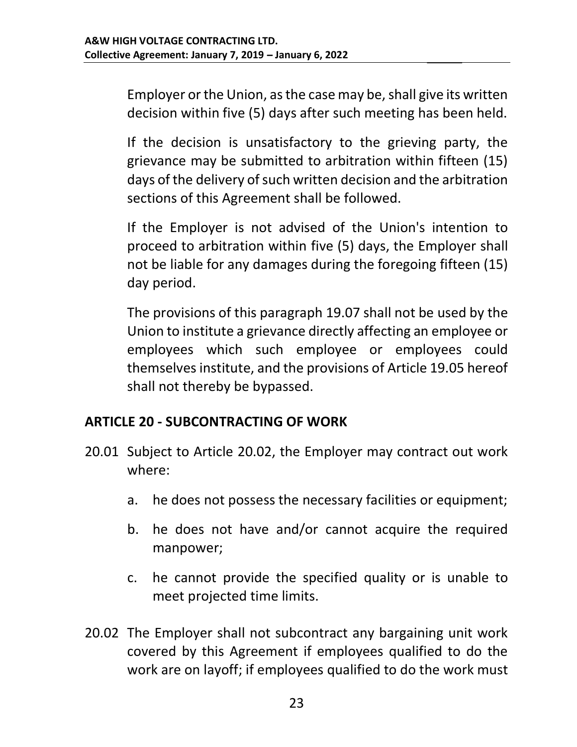Employer or the Union, as the case may be, shall give its written decision within five (5) days after such meeting has been held.

If the decision is unsatisfactory to the grieving party, the grievance may be submitted to arbitration within fifteen (15) days of the delivery of such written decision and the arbitration sections of this Agreement shall be followed.

If the Employer is not advised of the Union's intention to proceed to arbitration within five (5) days, the Employer shall not be liable for any damages during the foregoing fifteen (15) day period.

The provisions of this paragraph 19.07 shall not be used by the Union to institute a grievance directly affecting an employee or employees which such employee or employees could themselves institute, and the provisions of Article 19.05 hereof shall not thereby be bypassed.

## ARTICLE 20 - SUBCONTRACTING OF WORK

20.01 Subject to Article 20.02, the Employer may contract out work where:

a. he does not possess the necessary facilities or equipment;

b. he does not have and/or cannot acquire the required manpower;

c. he cannot provide the specified quality or is unable to meet projected time limits.

20.02 The Employer shall not subcontract any bargaining unit work covered by this Agreement if employees qualified to do the work are on layoff; if employees qualified to do the work must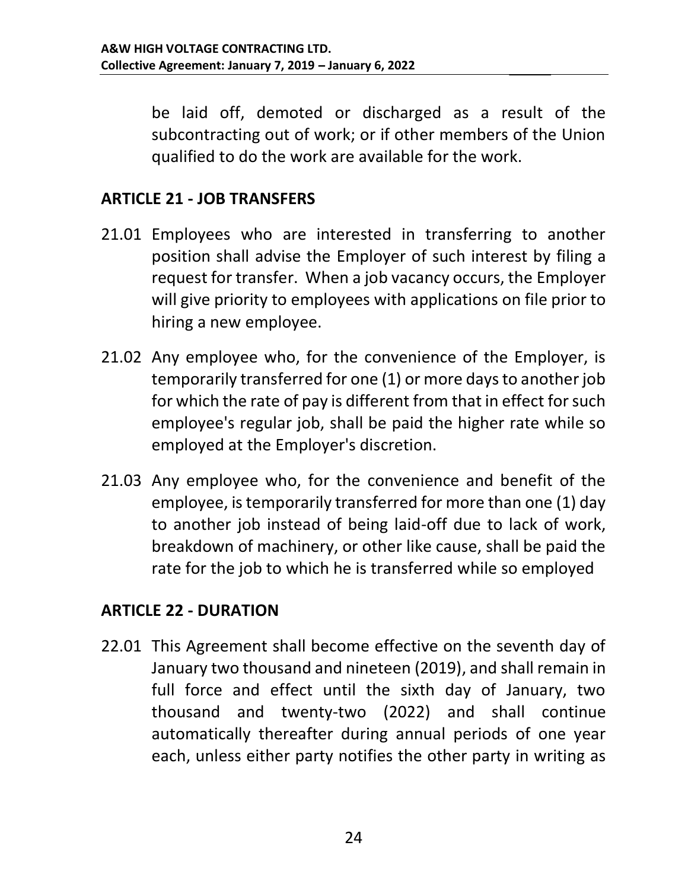be laid off, demoted or discharged as a result of the subcontracting out of work; or if other members of the Union qualified to do the work are available for the work.

## ARTICLE 21 - JOB TRANSFERS

21.01 Employees who are interested in transferring to another position shall advise the Employer of such interest by filing a request for transfer. When a job vacancy occurs, the Employer will give priority to employees with applications on file prior to hiring a new employee.

21.02 Any employee who, for the convenience of the Employer, is temporarily transferred for one (1) or more days to another job for which the rate of pay is different from that in effect for such employee's regular job, shall be paid the higher rate while so employed at the Employer's discretion.

21.03 Any employee who, for the convenience and benefit of the employee, is temporarily transferred for more than one (1) day to another job instead of being laid-off due to lack of work, breakdown of machinery, or other like cause, shall be paid the rate for the job to which he is transferred while so employed

## ARTICLE 22 - DURATION

22.01 This Agreement shall become effective on the seventh day of January two thousand and nineteen (2019), and shall remain in full force and effect until the sixth day of January, two thousand and twenty-two (2022) and shall continue automatically thereafter during annual periods of one year each, unless either party notifies the other party in writing as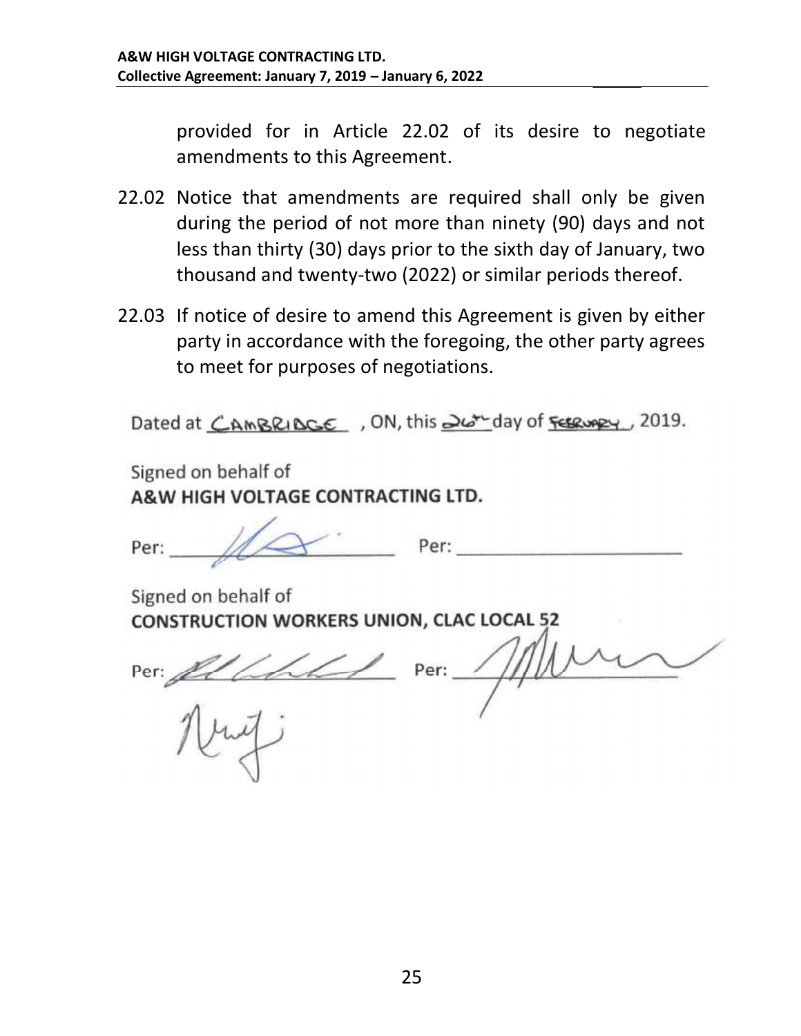provided for in Article 22.02 of its desire to negotiate amendments to this Agreement.

22.02 Notice that amendments are required shall only be given during the period of not more than ninety (90) days and not less than thirty (30) days prior to the sixth day of January, two thousand and twenty-two (2022) or similar periods thereof.

22.03 If notice of desire to amend this Agreement is given by either party in accordance with the foregoing, the other party agrees to meet for purposes of negotiations.

Dated at CAMBRIDGE, ON, this 26th day of FEBRUARY, 2019.

Signed on behalf of
**A&W HIGH VOLTAGE CONTRACTING LTD.**

Per: ____________________ Per: ____________________

Signed on behalf of
**CONSTRUCTION WORKERS UNION, CLAC LOCAL 52**

Per: ____________________ Per: ____________________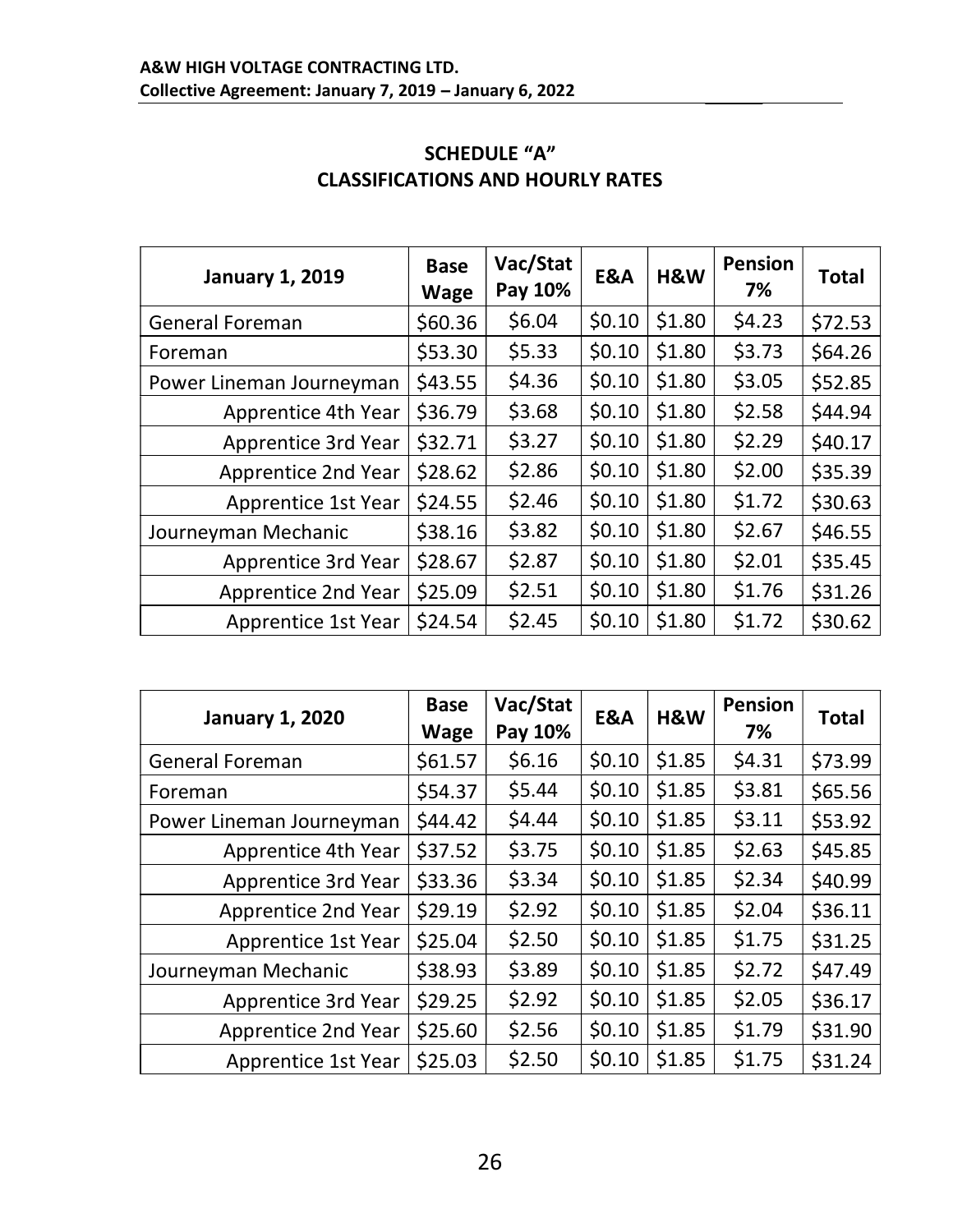## SCHEDULE "A"
## CLASSIFICATIONS AND HOURLY RATES

| January 1, 2019 | Base Wage | Vac/Stat Pay 10% | E&A | H&W | Pension 7% | Total |
|---|---|---|---|---|---|---|
| General Foreman | $60.36 | $6.04 | $0.10 | $1.80 | $4.23 | $72.53 |
| Foreman | $53.30 | $5.33 | $0.10 | $1.80 | $3.73 | $64.26 |
| Power Lineman Journeyman | $43.55 | $4.36 | $0.10 | $1.80 | $3.05 | $52.85 |
| Apprentice 4th Year | $36.79 | $3.68 | $0.10 | $1.80 | $2.58 | $44.94 |
| Apprentice 3rd Year | $32.71 | $3.27 | $0.10 | $1.80 | $2.29 | $40.17 |
| Apprentice 2nd Year | $28.62 | $2.86 | $0.10 | $1.80 | $2.00 | $35.39 |
| Apprentice 1st Year | $24.55 | $2.46 | $0.10 | $1.80 | $1.72 | $30.63 |
| Journeyman Mechanic | $38.16 | $3.82 | $0.10 | $1.80 | $2.67 | $46.55 |
| Apprentice 3rd Year | $28.67 | $2.87 | $0.10 | $1.80 | $2.01 | $35.45 |
| Apprentice 2nd Year | $25.09 | $2.51 | $0.10 | $1.80 | $1.76 | $31.26 |
| Apprentice 1st Year | $24.54 | $2.45 | $0.10 | $1.80 | $1.72 | $30.62 |

| January 1, 2020 | Base Wage | Vac/Stat Pay 10% | E&A | H&W | Pension 7% | Total |
|---|---|---|---|---|---|---|
| General Foreman | $61.57 | $6.16 | $0.10 | $1.85 | $4.31 | $73.99 |
| Foreman | $54.37 | $5.44 | $0.10 | $1.85 | $3.81 | $65.56 |
| Power Lineman Journeyman | $44.42 | $4.44 | $0.10 | $1.85 | $3.11 | $53.92 |
| Apprentice 4th Year | $37.52 | $3.75 | $0.10 | $1.85 | $2.63 | $45.85 |
| Apprentice 3rd Year | $33.36 | $3.34 | $0.10 | $1.85 | $2.34 | $40.99 |
| Apprentice 2nd Year | $29.19 | $2.92 | $0.10 | $1.85 | $2.04 | $36.11 |
| Apprentice 1st Year | $25.04 | $2.50 | $0.10 | $1.85 | $1.75 | $31.25 |
| Journeyman Mechanic | $38.93 | $3.89 | $0.10 | $1.85 | $2.72 | $47.49 |
| Apprentice 3rd Year | $29.25 | $2.92 | $0.10 | $1.85 | $2.05 | $36.17 |
| Apprentice 2nd Year | $25.60 | $2.56 | $0.10 | $1.85 | $1.79 | $31.90 |
| Apprentice 1st Year | $25.03 | $2.50 | $0.10 | $1.85 | $1.75 | $31.24 |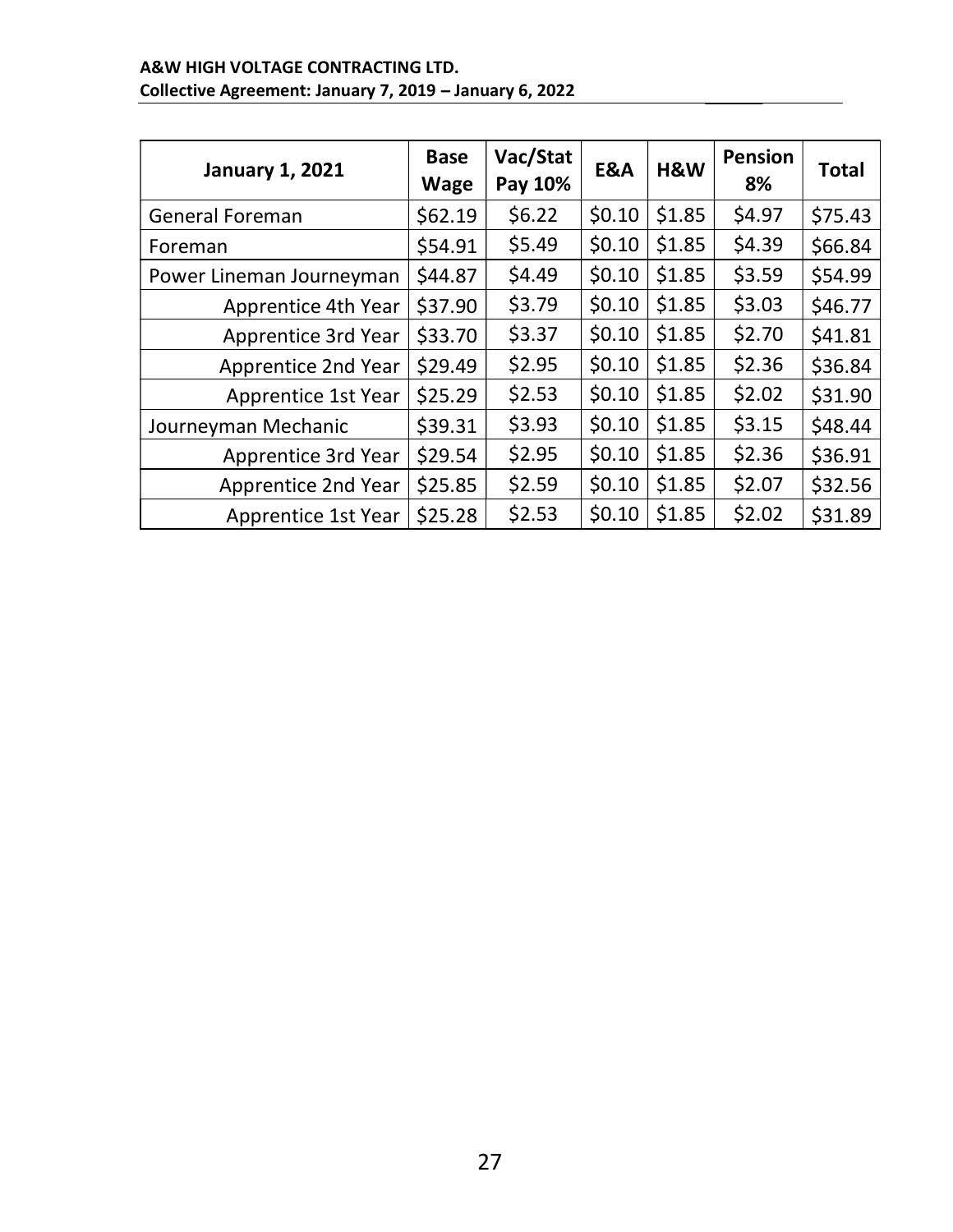| January 1, 2021 | Base Wage | Vac/Stat Pay 10% | E&A | H&W | Pension 8% | Total |
|---|---|---|---|---|---|---|
| General Foreman | $62.19 | $6.22 | $0.10 | $1.85 | $4.97 | $75.43 |
| Foreman | $54.91 | $5.49 | $0.10 | $1.85 | $4.39 | $66.84 |
| Power Lineman Journeyman | $44.87 | $4.49 | $0.10 | $1.85 | $3.59 | $54.99 |
| Apprentice 4th Year | $37.90 | $3.79 | $0.10 | $1.85 | $3.03 | $46.77 |
| Apprentice 3rd Year | $33.70 | $3.37 | $0.10 | $1.85 | $2.70 | $41.81 |
| Apprentice 2nd Year | $29.49 | $2.95 | $0.10 | $1.85 | $2.36 | $36.84 |
| Apprentice 1st Year | $25.29 | $2.53 | $0.10 | $1.85 | $2.02 | $31.90 |
| Journeyman Mechanic | $39.31 | $3.93 | $0.10 | $1.85 | $3.15 | $48.44 |
| Apprentice 3rd Year | $29.54 | $2.95 | $0.10 | $1.85 | $2.36 | $36.91 |
| Apprentice 2nd Year | $25.85 | $2.59 | $0.10 | $1.85 | $2.07 | $32.56 |
| Apprentice 1st Year | $25.28 | $2.53 | $0.10 | $1.85 | $2.02 | $31.89 |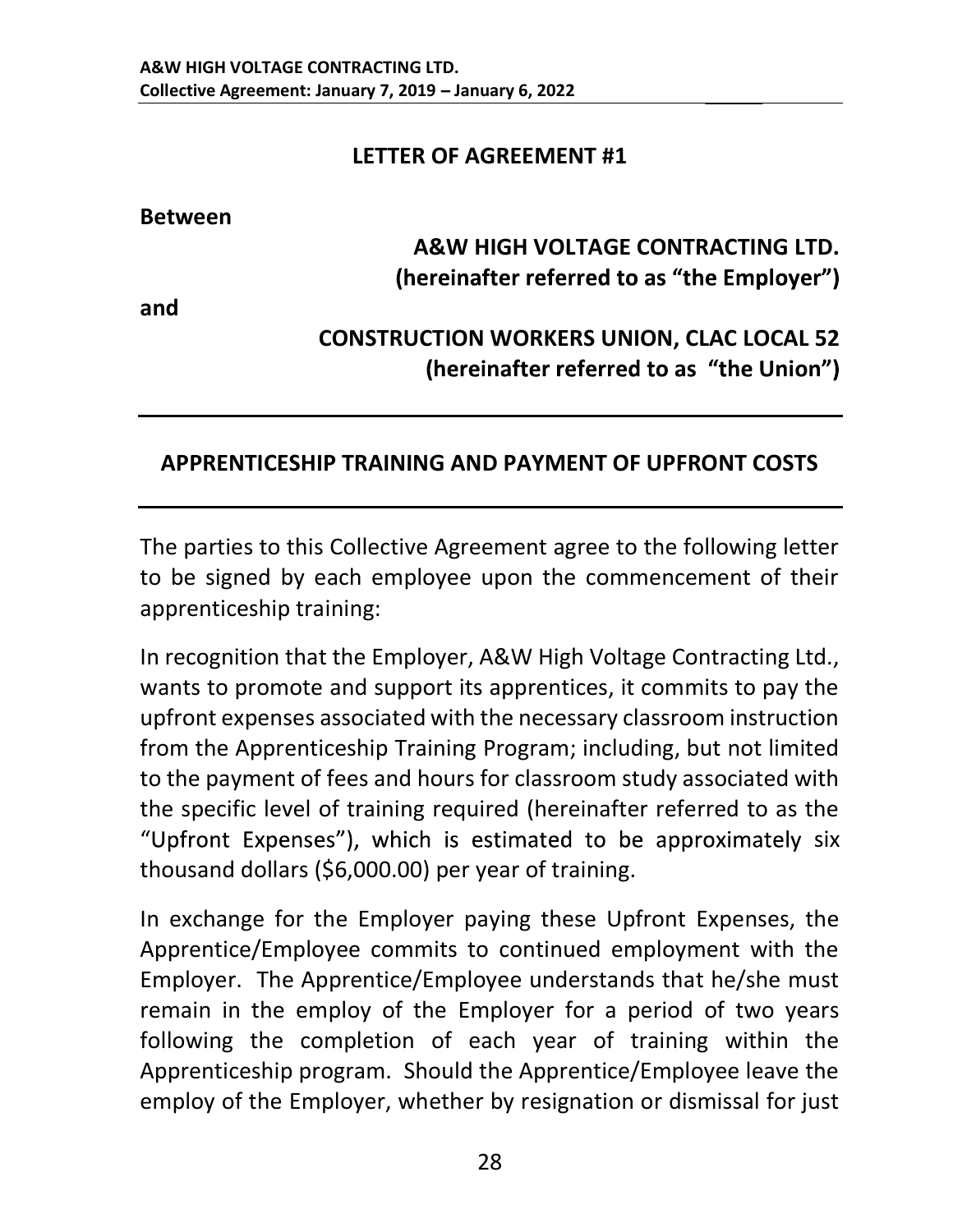## LETTER OF AGREEMENT #1

**Between**

**A&W HIGH VOLTAGE CONTRACTING LTD.**
**(hereinafter referred to as "the Employer")**

**and**

**CONSTRUCTION WORKERS UNION, CLAC LOCAL 52**
**(hereinafter referred to as "the Union")**

---

## APPRENTICESHIP TRAINING AND PAYMENT OF UPFRONT COSTS

---

The parties to this Collective Agreement agree to the following letter to be signed by each employee upon the commencement of their apprenticeship training:

In recognition that the Employer, A&W High Voltage Contracting Ltd., wants to promote and support its apprentices, it commits to pay the upfront expenses associated with the necessary classroom instruction from the Apprenticeship Training Program; including, but not limited to the payment of fees and hours for classroom study associated with the specific level of training required (hereinafter referred to as the "Upfront Expenses"), which is estimated to be approximately six thousand dollars ($6,000.00) per year of training.

In exchange for the Employer paying these Upfront Expenses, the Apprentice/Employee commits to continued employment with the Employer. The Apprentice/Employee understands that he/she must remain in the employ of the Employer for a period of two years following the completion of each year of training within the Apprenticeship program. Should the Apprentice/Employee leave the employ of the Employer, whether by resignation or dismissal for just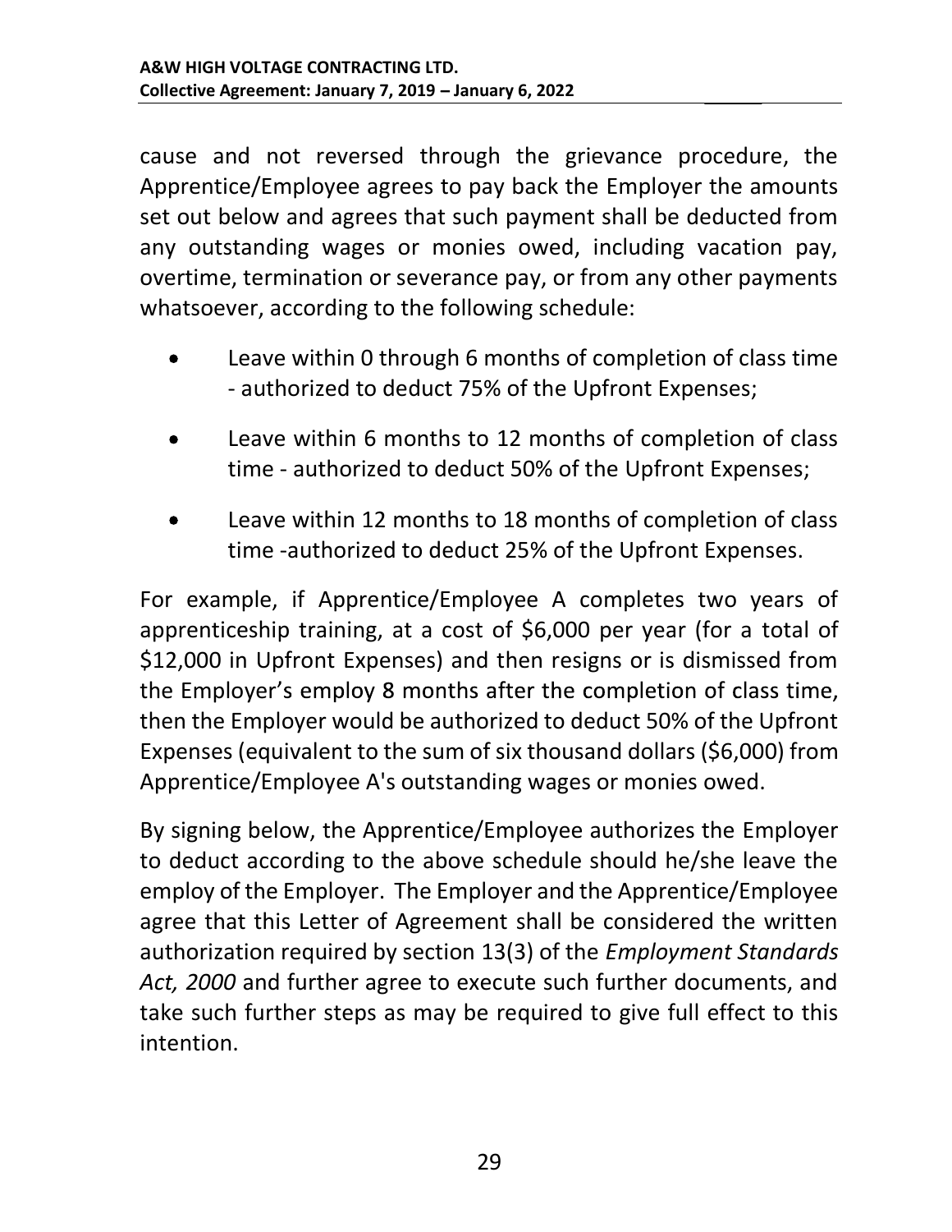cause and not reversed through the grievance procedure, the Apprentice/Employee agrees to pay back the Employer the amounts set out below and agrees that such payment shall be deducted from any outstanding wages or monies owed, including vacation pay, overtime, termination or severance pay, or from any other payments whatsoever, according to the following schedule:

- Leave within 0 through 6 months of completion of class time - authorized to deduct 75% of the Upfront Expenses;
- Leave within 6 months to 12 months of completion of class time - authorized to deduct 50% of the Upfront Expenses;
- Leave within 12 months to 18 months of completion of class time -authorized to deduct 25% of the Upfront Expenses.

For example, if Apprentice/Employee A completes two years of apprenticeship training, at a cost of $6,000 per year (for a total of $12,000 in Upfront Expenses) and then resigns or is dismissed from the Employer's employ 8 months after the completion of class time, then the Employer would be authorized to deduct 50% of the Upfront Expenses (equivalent to the sum of six thousand dollars ($6,000) from Apprentice/Employee A's outstanding wages or monies owed.

By signing below, the Apprentice/Employee authorizes the Employer to deduct according to the above schedule should he/she leave the employ of the Employer. The Employer and the Apprentice/Employee agree that this Letter of Agreement shall be considered the written authorization required by section 13(3) of the *Employment Standards Act, 2000* and further agree to execute such further documents, and take such further steps as may be required to give full effect to this intention.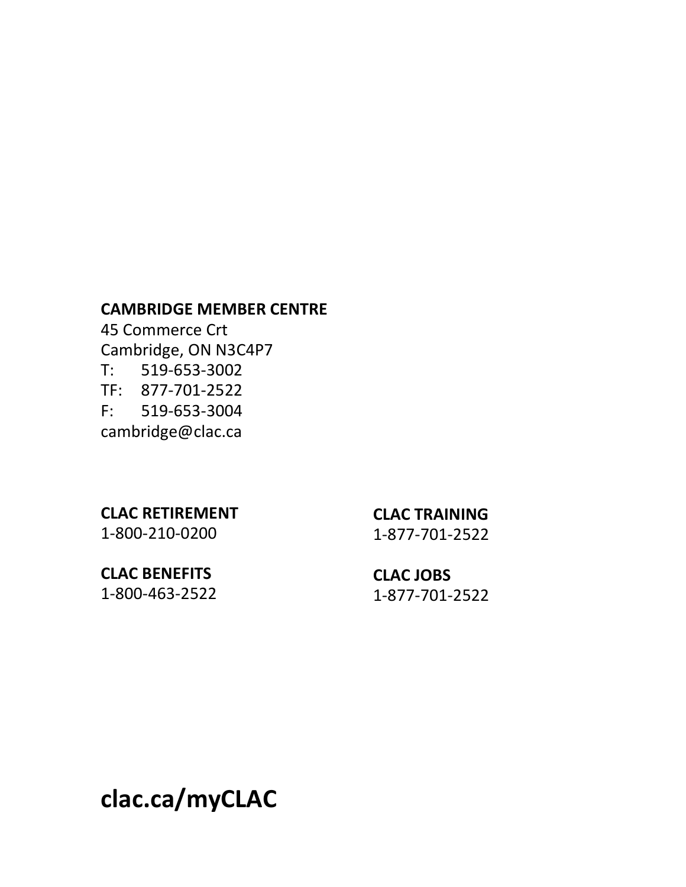**CAMBRIDGE MEMBER CENTRE**
45 Commerce Crt
Cambridge, ON N3C4P7
T: 519-653-3002
TF: 877-701-2522
F: 519-653-3004
cambridge@clac.ca

**CLAC RETIREMENT**
1-800-210-0200

**CLAC BENEFITS**
1-800-463-2522

**CLAC TRAINING**
1-877-701-2522

**CLAC JOBS**
1-877-701-2522

# clac.ca/myCLAC